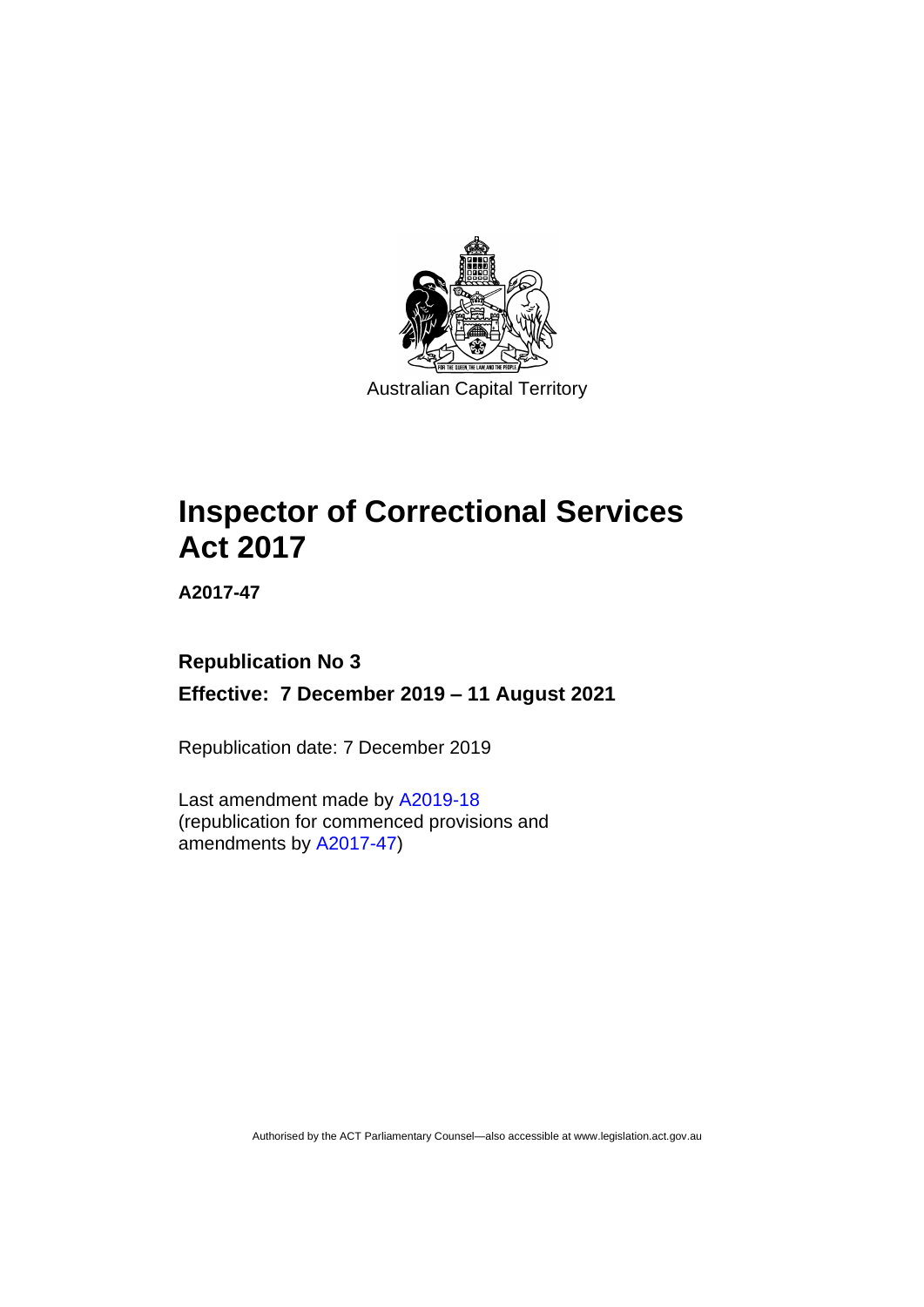Australian Capital Territory

# Inspector of Correctional Services Act 2017

**A2017-47**

## Republication No 3

## Effective: 7 December 2019 – 11 August 2021

Republication date: 7 December 2019

Last amendment made by A2019-18 (republication for commenced provisions and amendments by A2017-47)

Authorised by the ACT Parliamentary Counsel—also accessible at www.legislation.act.gov.au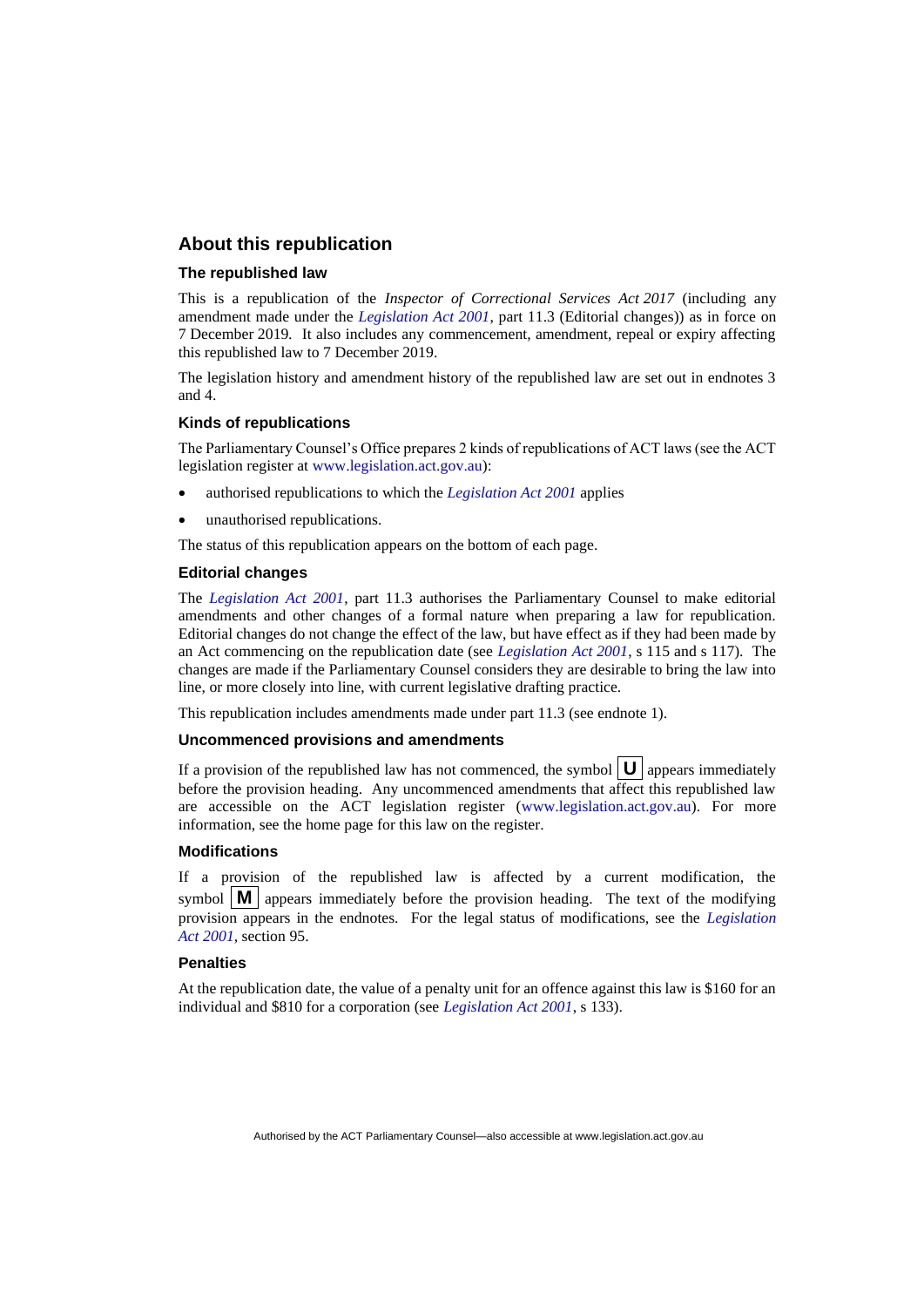## About this republication

### The republished law

This is a republication of the *Inspector of Correctional Services Act 2017* (including any amendment made under the *Legislation Act 2001*, part 11.3 (Editorial changes)) as in force on 7 December 2019. It also includes any commencement, amendment, repeal or expiry affecting this republished law to 7 December 2019.

The legislation history and amendment history of the republished law are set out in endnotes 3 and 4.

### Kinds of republications

The Parliamentary Counsel's Office prepares 2 kinds of republications of ACT laws (see the ACT legislation register at www.legislation.act.gov.au):

- authorised republications to which the *Legislation Act 2001* applies
- unauthorised republications.

The status of this republication appears on the bottom of each page.

### Editorial changes

The *Legislation Act 2001*, part 11.3 authorises the Parliamentary Counsel to make editorial amendments and other changes of a formal nature when preparing a law for republication. Editorial changes do not change the effect of the law, but have effect as if they had been made by an Act commencing on the republication date (see *Legislation Act 2001*, s 115 and s 117). The changes are made if the Parliamentary Counsel considers they are desirable to bring the law into line, or more closely into line, with current legislative drafting practice.

This republication includes amendments made under part 11.3 (see endnote 1).

### Uncommenced provisions and amendments

If a provision of the republished law has not commenced, the symbol **U** appears immediately before the provision heading. Any uncommenced amendments that affect this republished law are accessible on the ACT legislation register (www.legislation.act.gov.au). For more information, see the home page for this law on the register.

### Modifications

If a provision of the republished law is affected by a current modification, the symbol **M** appears immediately before the provision heading. The text of the modifying provision appears in the endnotes. For the legal status of modifications, see the *Legislation Act 2001*, section 95.

### Penalties

At the republication date, the value of a penalty unit for an offence against this law is $160 for an individual and $810 for a corporation (see *Legislation Act 2001*, s 133).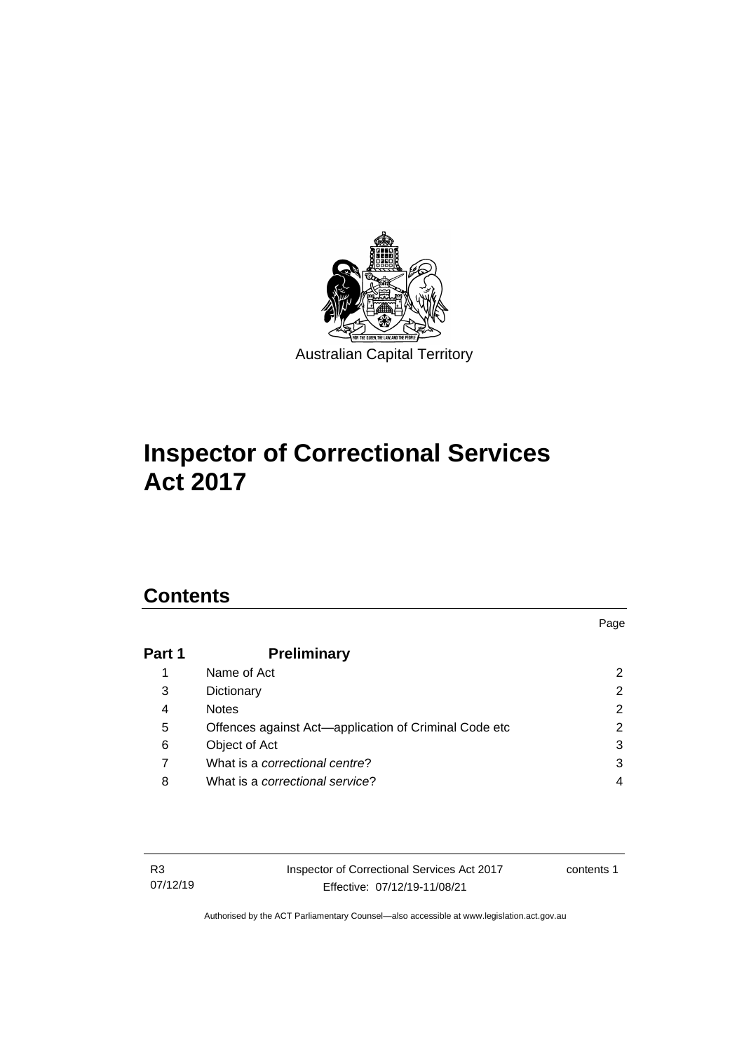Australian Capital Territory

# Inspector of Correctional Services Act 2017

## Contents

| | | Page |
|---|---|---|
| **Part 1** | **Preliminary** | |
| 1 | Name of Act | 2 |
| 3 | Dictionary | 2 |
| 4 | Notes | 2 |
| 5 | Offences against Act—application of Criminal Code etc | 2 |
| 6 | Object of Act | 3 |
| 7 | What is a *correctional centre*? | 3 |
| 8 | What is a *correctional service*? | 4 |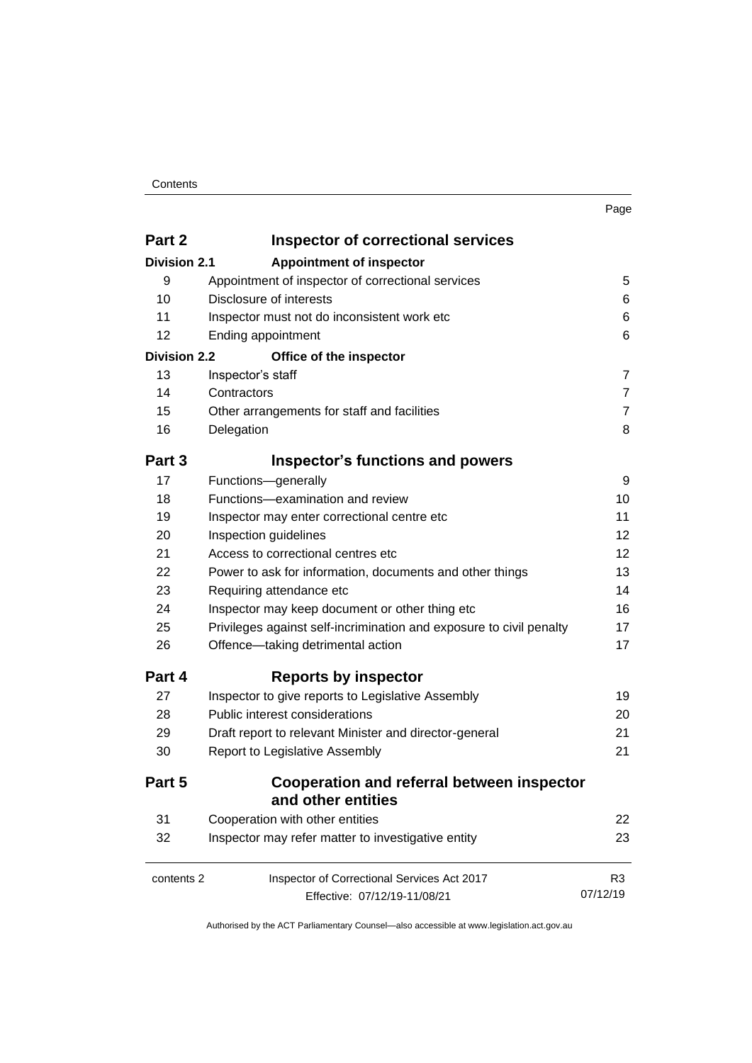| | | Page |
|---|---|---|
| **Part 2** | **Inspector of correctional services** | |
| **Division 2.1** | **Appointment of inspector** | |
| 9 | Appointment of inspector of correctional services | 5 |
| 10 | Disclosure of interests | 6 |
| 11 | Inspector must not do inconsistent work etc | 6 |
| 12 | Ending appointment | 6 |
| **Division 2.2** | **Office of the inspector** | |
| 13 | Inspector's staff | 7 |
| 14 | Contractors | 7 |
| 15 | Other arrangements for staff and facilities | 7 |
| 16 | Delegation | 8 |
| **Part 3** | **Inspector's functions and powers** | |
| 17 | Functions—generally | 9 |
| 18 | Functions—examination and review | 10 |
| 19 | Inspector may enter correctional centre etc | 11 |
| 20 | Inspection guidelines | 12 |
| 21 | Access to correctional centres etc | 12 |
| 22 | Power to ask for information, documents and other things | 13 |
| 23 | Requiring attendance etc | 14 |
| 24 | Inspector may keep document or other thing etc | 16 |
| 25 | Privileges against self-incrimination and exposure to civil penalty | 17 |
| 26 | Offence—taking detrimental action | 17 |
| **Part 4** | **Reports by inspector** | |
| 27 | Inspector to give reports to Legislative Assembly | 19 |
| 28 | Public interest considerations | 20 |
| 29 | Draft report to relevant Minister and director-general | 21 |
| 30 | Report to Legislative Assembly | 21 |
| **Part 5** | **Cooperation and referral between inspector and other entities** | |
| 31 | Cooperation with other entities | 22 |
| 32 | Inspector may refer matter to investigative entity | 23 |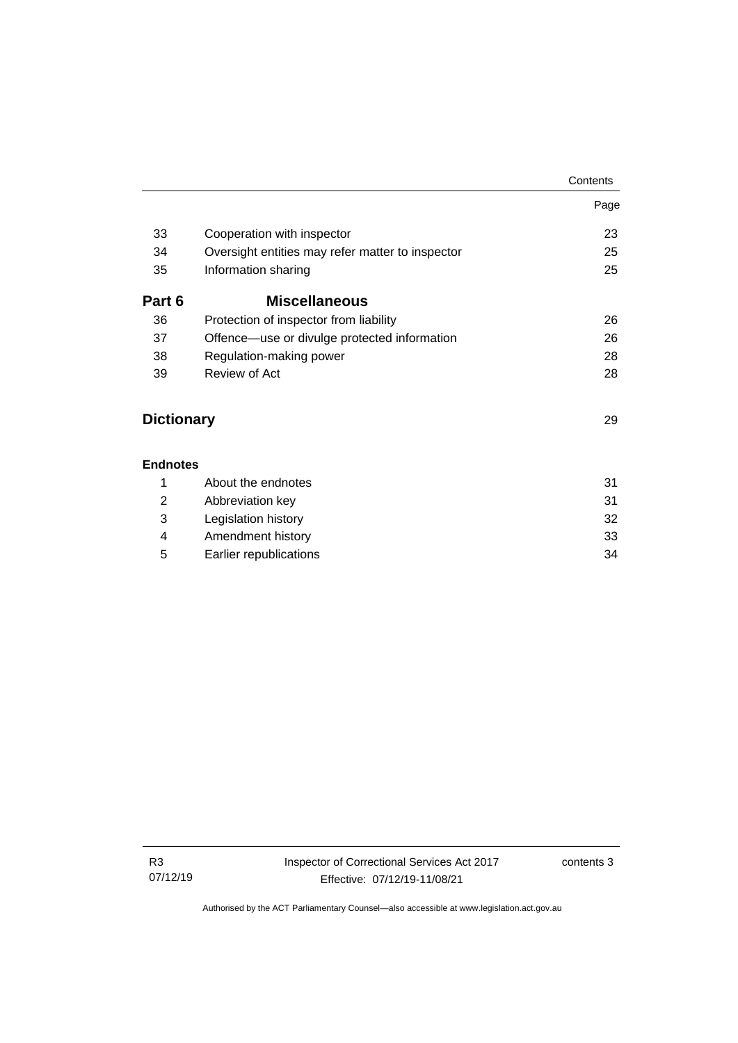| | | Page |
|---|---|---|
| 33 | Cooperation with inspector | 23 |
| 34 | Oversight entities may refer matter to inspector | 25 |
| 35 | Information sharing | 25 |
| **Part 6** | **Miscellaneous** | |
| 36 | Protection of inspector from liability | 26 |
| 37 | Offence—use or divulge protected information | 26 |
| 38 | Regulation-making power | 28 |
| 39 | Review of Act | 28 |

## Dictionary 29

**Endnotes**

| | | |
|---|---|---|
| 1 | About the endnotes | 31 |
| 2 | Abbreviation key | 31 |
| 3 | Legislation history | 32 |
| 4 | Amendment history | 33 |
| 5 | Earlier republications | 34 |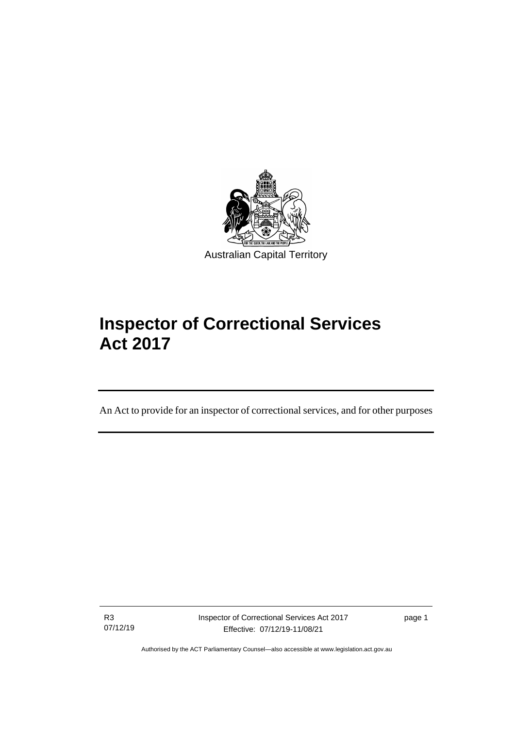Australian Capital Territory

# Inspector of Correctional Services Act 2017

An Act to provide for an inspector of correctional services, and for other purposes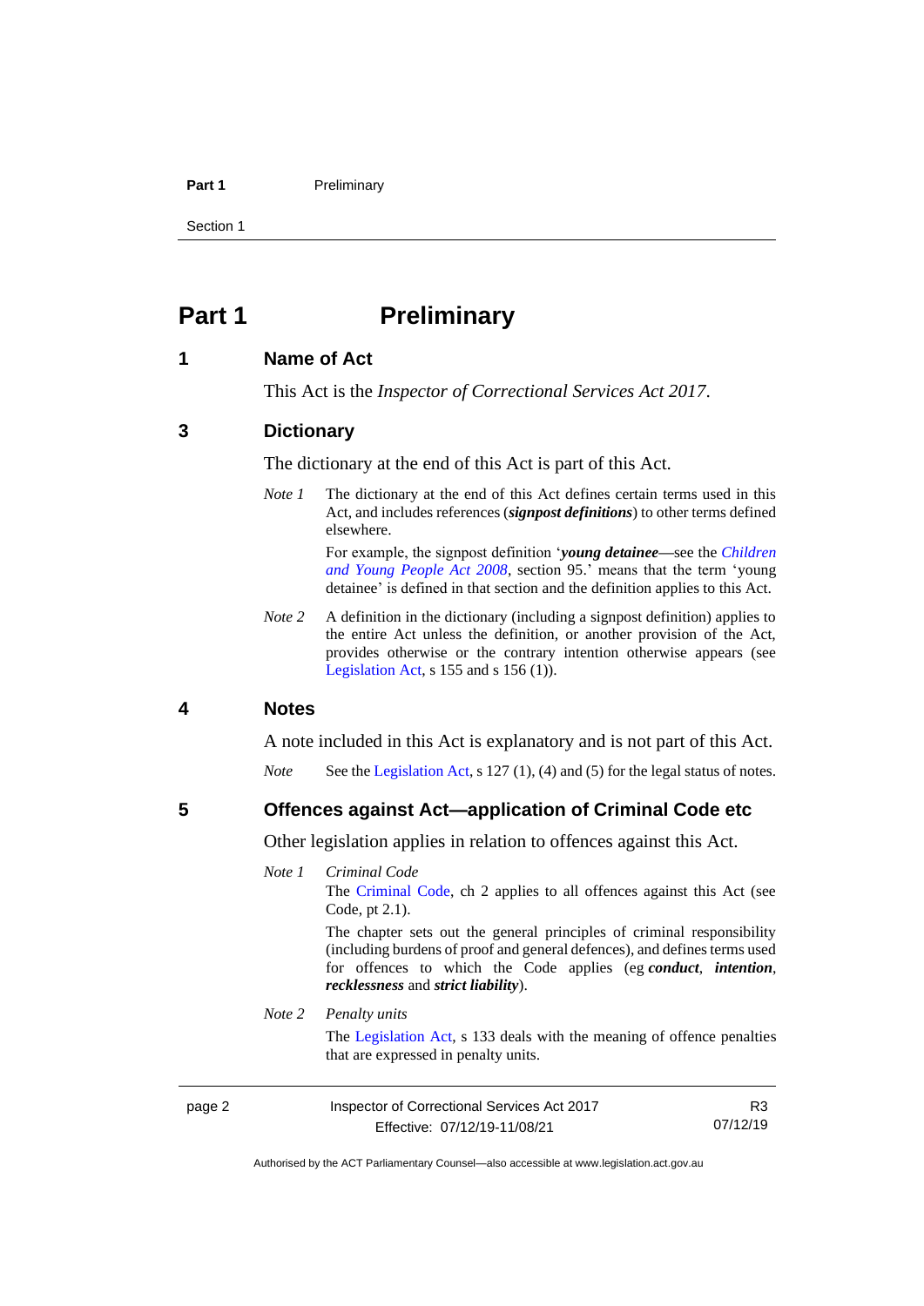# Part 1 Preliminary

## 1 Name of Act

This Act is the *Inspector of Correctional Services Act 2017*.

## 3 Dictionary

The dictionary at the end of this Act is part of this Act.

*Note 1* The dictionary at the end of this Act defines certain terms used in this Act, and includes references (***signpost definitions***) to other terms defined elsewhere.

For example, the signpost definition '***young detainee***—see the *Children and Young People Act 2008*, section 95.' means that the term 'young detainee' is defined in that section and the definition applies to this Act.

*Note 2* A definition in the dictionary (including a signpost definition) applies to the entire Act unless the definition, or another provision of the Act, provides otherwise or the contrary intention otherwise appears (see Legislation Act, s 155 and s 156 (1)).

## 4 Notes

A note included in this Act is explanatory and is not part of this Act.

*Note* See the Legislation Act, s 127 (1), (4) and (5) for the legal status of notes.

## 5 Offences against Act—application of Criminal Code etc

Other legislation applies in relation to offences against this Act.

*Note 1* *Criminal Code*

The Criminal Code, ch 2 applies to all offences against this Act (see Code, pt 2.1).

The chapter sets out the general principles of criminal responsibility (including burdens of proof and general defences), and defines terms used for offences to which the Code applies (eg ***conduct***, ***intention***, ***recklessness*** and ***strict liability***).

*Note 2* *Penalty units*

The Legislation Act, s 133 deals with the meaning of offence penalties that are expressed in penalty units.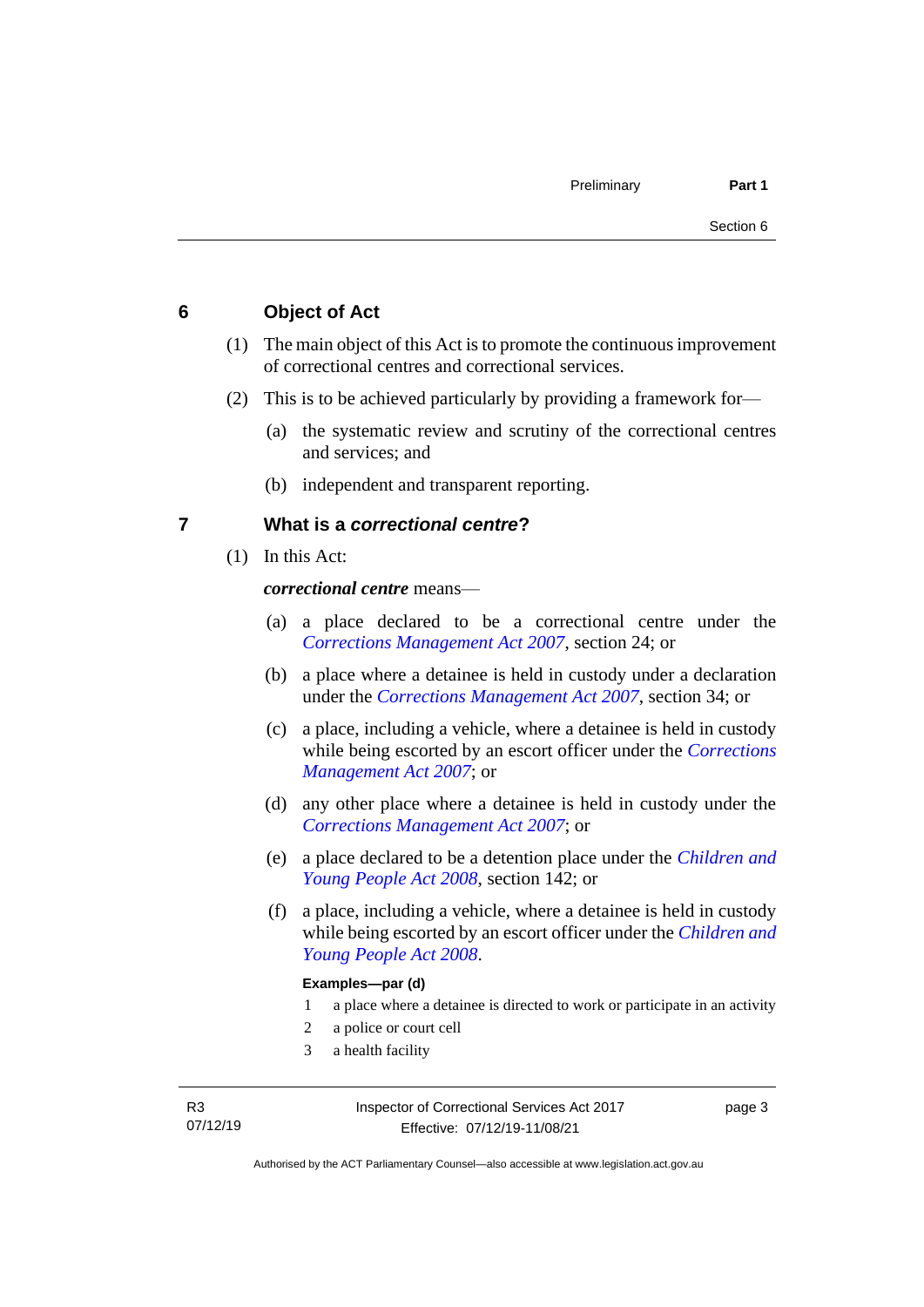## 6 Object of Act

(1) The main object of this Act is to promote the continuous improvement of correctional centres and correctional services.

(2) This is to be achieved particularly by providing a framework for—

(a) the systematic review and scrutiny of the correctional centres and services; and

(b) independent and transparent reporting.

## 7 What is a *correctional centre*?

(1) In this Act:

***correctional centre*** means—

(a) a place declared to be a correctional centre under the *Corrections Management Act 2007*, section 24; or

(b) a place where a detainee is held in custody under a declaration under the *Corrections Management Act 2007*, section 34; or

(c) a place, including a vehicle, where a detainee is held in custody while being escorted by an escort officer under the *Corrections Management Act 2007*; or

(d) any other place where a detainee is held in custody under the *Corrections Management Act 2007*; or

(e) a place declared to be a detention place under the *Children and Young People Act 2008*, section 142; or

(f) a place, including a vehicle, where a detainee is held in custody while being escorted by an escort officer under the *Children and Young People Act 2008*.

**Examples—par (d)**

1 a place where a detainee is directed to work or participate in an activity
2 a police or court cell
3 a health facility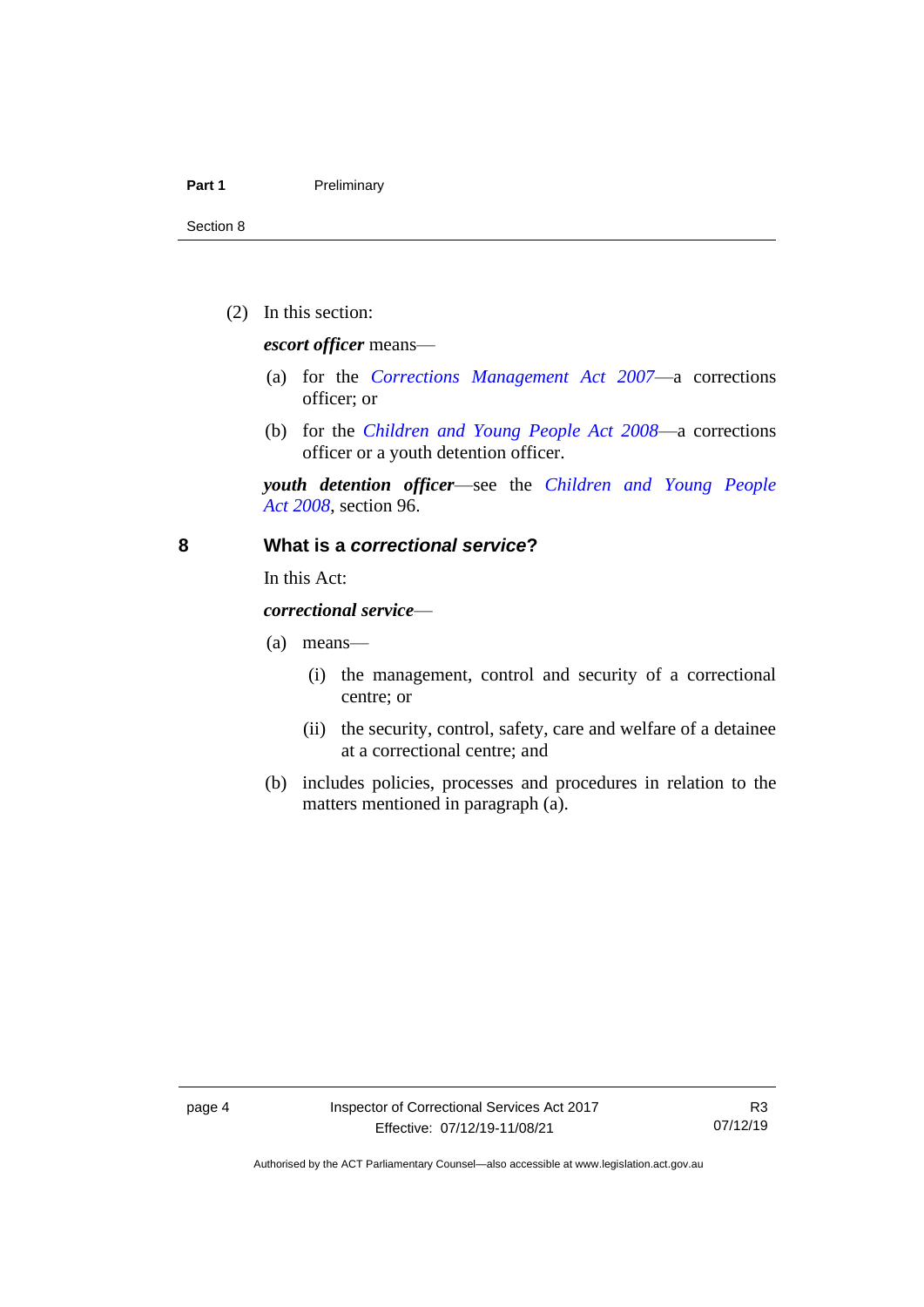(2) In this section:

***escort officer*** means—

(a) for the *Corrections Management Act 2007*—a corrections officer; or

(b) for the *Children and Young People Act 2008*—a corrections officer or a youth detention officer.

***youth detention officer***—see the *Children and Young People Act 2008*, section 96.

## 8 What is a *correctional service*?

In this Act:

***correctional service***—

(a) means—

(i) the management, control and security of a correctional centre; or

(ii) the security, control, safety, care and welfare of a detainee at a correctional centre; and

(b) includes policies, processes and procedures in relation to the matters mentioned in paragraph (a).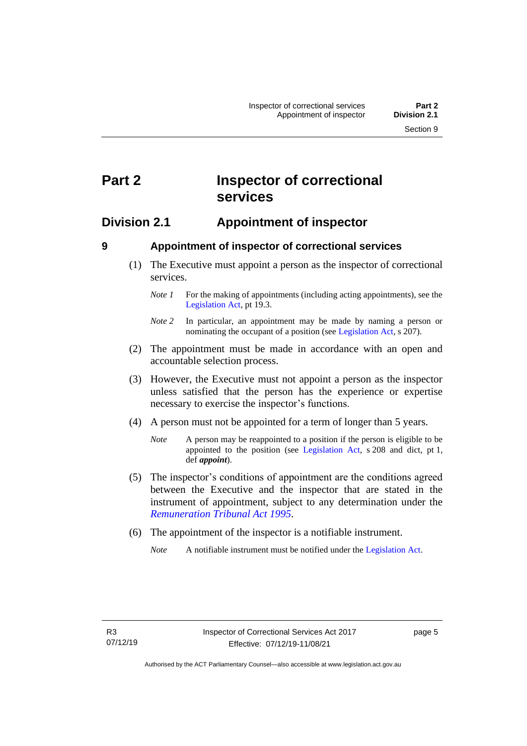# Part 2 Inspector of correctional services

## Division 2.1 Appointment of inspector

### 9 Appointment of inspector of correctional services

(1) The Executive must appoint a person as the inspector of correctional services.

*Note 1* For the making of appointments (including acting appointments), see the Legislation Act, pt 19.3.

*Note 2* In particular, an appointment may be made by naming a person or nominating the occupant of a position (see Legislation Act, s 207).

(2) The appointment must be made in accordance with an open and accountable selection process.

(3) However, the Executive must not appoint a person as the inspector unless satisfied that the person has the experience or expertise necessary to exercise the inspector's functions.

(4) A person must not be appointed for a term of longer than 5 years.

*Note* A person may be reappointed to a position if the person is eligible to be appointed to the position (see Legislation Act, s 208 and dict, pt 1, def ***appoint***).

(5) The inspector's conditions of appointment are the conditions agreed between the Executive and the inspector that are stated in the instrument of appointment, subject to any determination under the *Remuneration Tribunal Act 1995*.

(6) The appointment of the inspector is a notifiable instrument.

*Note* A notifiable instrument must be notified under the Legislation Act.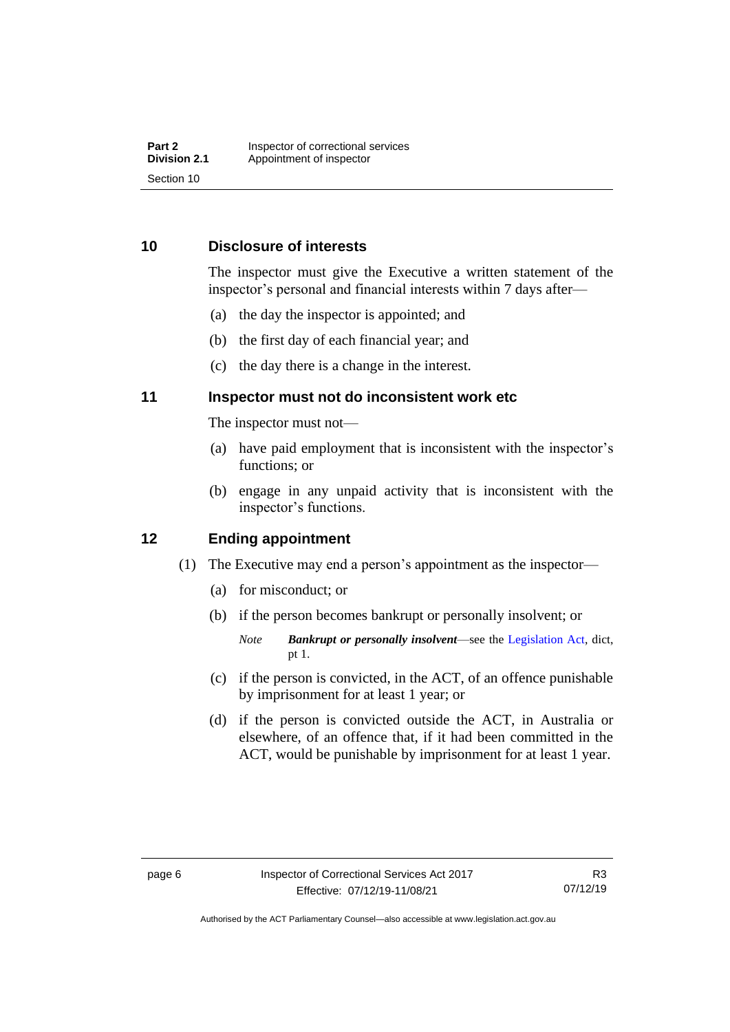## 10 Disclosure of interests

The inspector must give the Executive a written statement of the inspector's personal and financial interests within 7 days after—

(a) the day the inspector is appointed; and

(b) the first day of each financial year; and

(c) the day there is a change in the interest.

## 11 Inspector must not do inconsistent work etc

The inspector must not—

(a) have paid employment that is inconsistent with the inspector's functions; or

(b) engage in any unpaid activity that is inconsistent with the inspector's functions.

## 12 Ending appointment

(1) The Executive may end a person's appointment as the inspector—

(a) for misconduct; or

(b) if the person becomes bankrupt or personally insolvent; or

*Note* ***Bankrupt or personally insolvent***—see the Legislation Act, dict, pt 1.

(c) if the person is convicted, in the ACT, of an offence punishable by imprisonment for at least 1 year; or

(d) if the person is convicted outside the ACT, in Australia or elsewhere, of an offence that, if it had been committed in the ACT, would be punishable by imprisonment for at least 1 year.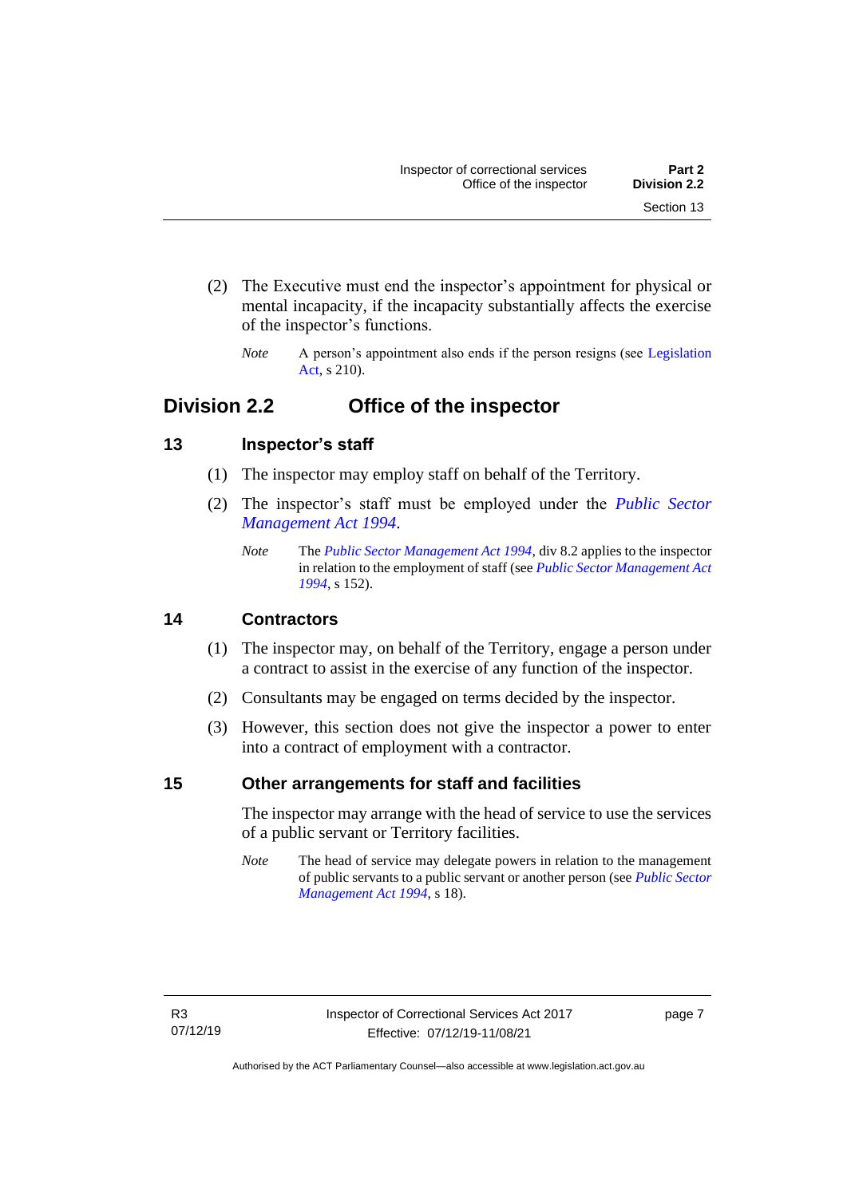(2) The Executive must end the inspector's appointment for physical or mental incapacity, if the incapacity substantially affects the exercise of the inspector's functions.

*Note* A person's appointment also ends if the person resigns (see Legislation Act, s 210).

## Division 2.2 Office of the inspector

### 13 Inspector's staff

(1) The inspector may employ staff on behalf of the Territory.

(2) The inspector's staff must be employed under the *Public Sector Management Act 1994*.

*Note* The *Public Sector Management Act 1994*, div 8.2 applies to the inspector in relation to the employment of staff (see *Public Sector Management Act 1994*, s 152).

### 14 Contractors

(1) The inspector may, on behalf of the Territory, engage a person under a contract to assist in the exercise of any function of the inspector.

(2) Consultants may be engaged on terms decided by the inspector.

(3) However, this section does not give the inspector a power to enter into a contract of employment with a contractor.

### 15 Other arrangements for staff and facilities

The inspector may arrange with the head of service to use the services of a public servant or Territory facilities.

*Note* The head of service may delegate powers in relation to the management of public servants to a public servant or another person (see *Public Sector Management Act 1994*, s 18).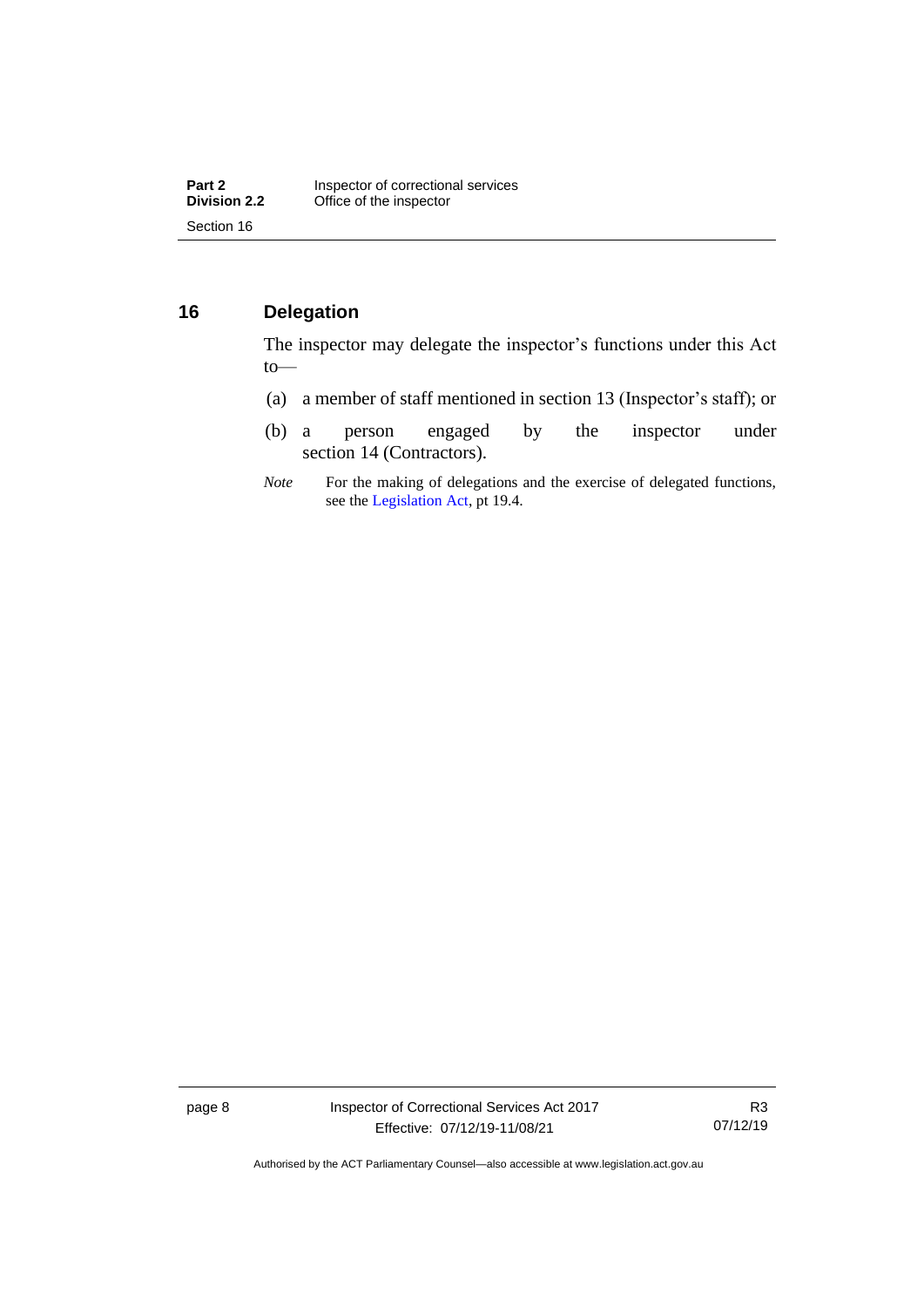## 16 Delegation

The inspector may delegate the inspector's functions under this Act to—

(a) a member of staff mentioned in section 13 (Inspector's staff); or

(b) a person engaged by the inspector under section 14 (Contractors).

*Note* For the making of delegations and the exercise of delegated functions, see the Legislation Act, pt 19.4.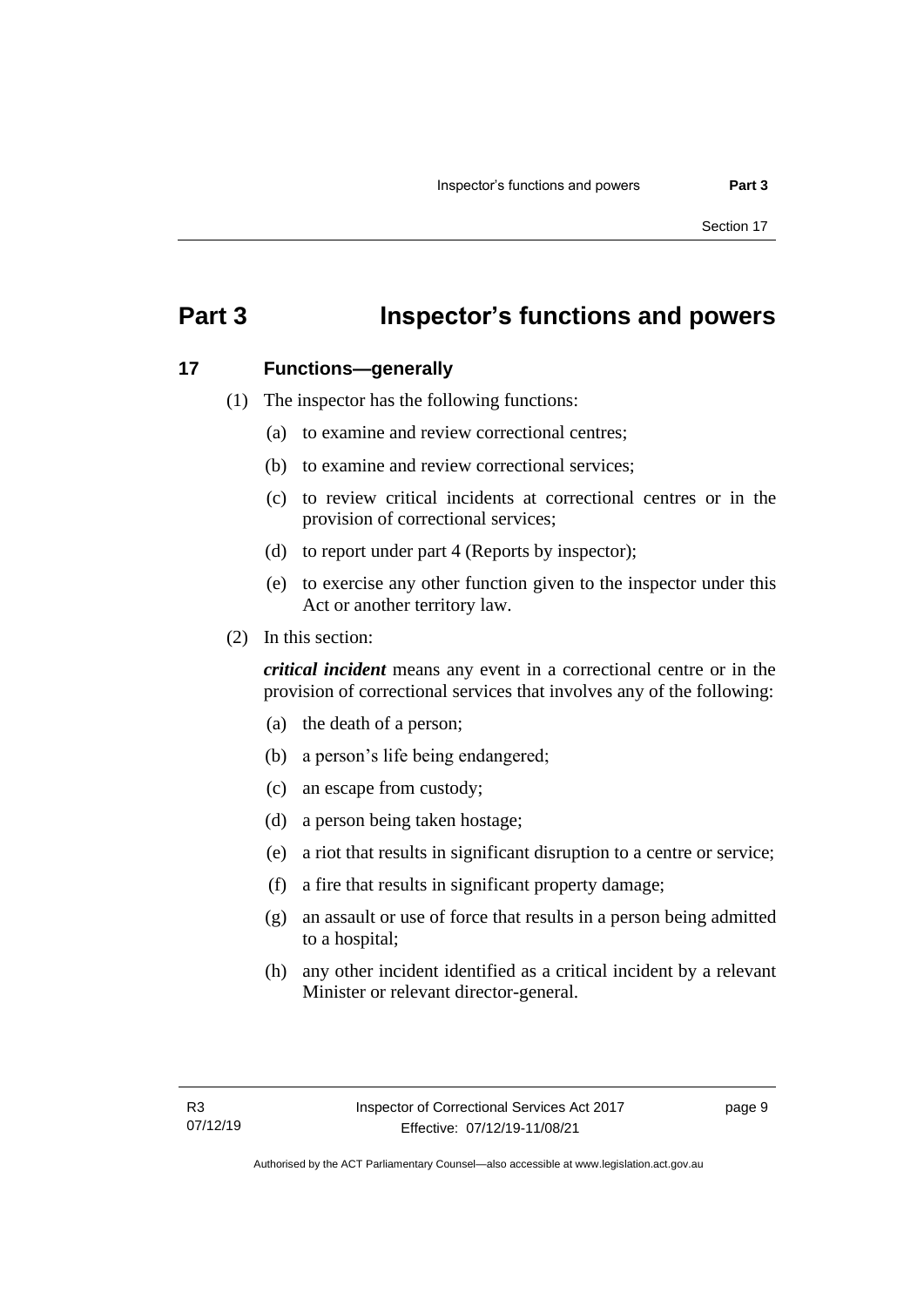# Part 3 Inspector's functions and powers

## 17 Functions—generally

(1) The inspector has the following functions:

(a) to examine and review correctional centres;

(b) to examine and review correctional services;

(c) to review critical incidents at correctional centres or in the provision of correctional services;

(d) to report under part 4 (Reports by inspector);

(e) to exercise any other function given to the inspector under this Act or another territory law.

(2) In this section:

***critical incident*** means any event in a correctional centre or in the provision of correctional services that involves any of the following:

(a) the death of a person;

(b) a person's life being endangered;

(c) an escape from custody;

(d) a person being taken hostage;

(e) a riot that results in significant disruption to a centre or service;

(f) a fire that results in significant property damage;

(g) an assault or use of force that results in a person being admitted to a hospital;

(h) any other incident identified as a critical incident by a relevant Minister or relevant director-general.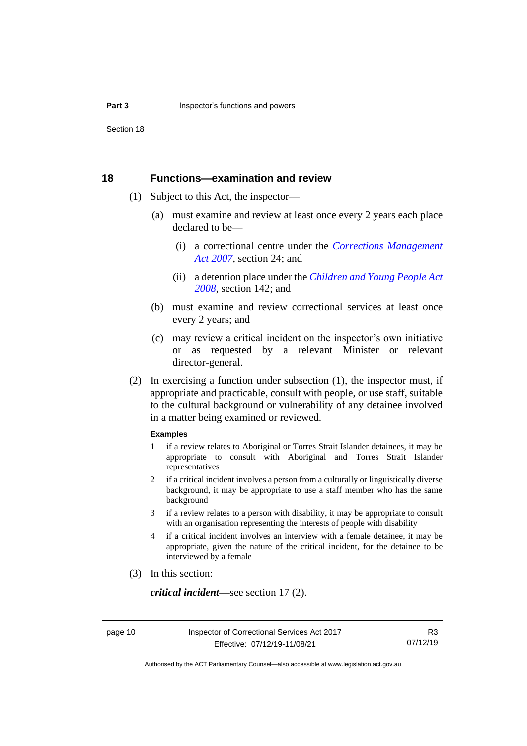## 18 Functions—examination and review

(1) Subject to this Act, the inspector—

(a) must examine and review at least once every 2 years each place declared to be—

(i) a correctional centre under the *Corrections Management Act 2007*, section 24; and

(ii) a detention place under the *Children and Young People Act 2008*, section 142; and

(b) must examine and review correctional services at least once every 2 years; and

(c) may review a critical incident on the inspector's own initiative or as requested by a relevant Minister or relevant director-general.

(2) In exercising a function under subsection (1), the inspector must, if appropriate and practicable, consult with people, or use staff, suitable to the cultural background or vulnerability of any detainee involved in a matter being examined or reviewed.

**Examples**

1 if a review relates to Aboriginal or Torres Strait Islander detainees, it may be appropriate to consult with Aboriginal and Torres Strait Islander representatives

2 if a critical incident involves a person from a culturally or linguistically diverse background, it may be appropriate to use a staff member who has the same background

3 if a review relates to a person with disability, it may be appropriate to consult with an organisation representing the interests of people with disability

4 if a critical incident involves an interview with a female detainee, it may be appropriate, given the nature of the critical incident, for the detainee to be interviewed by a female

(3) In this section:

***critical incident***—see section 17 (2).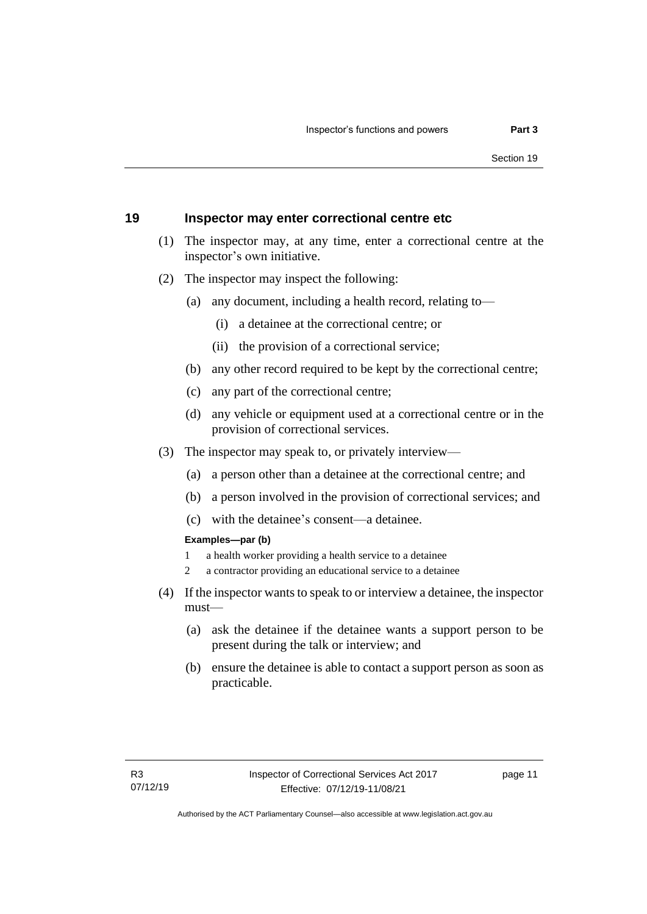## 19 Inspector may enter correctional centre etc

(1) The inspector may, at any time, enter a correctional centre at the inspector's own initiative.

(2) The inspector may inspect the following:

- (a) any document, including a health record, relating to—
  - (i) a detainee at the correctional centre; or
  - (ii) the provision of a correctional service;
- (b) any other record required to be kept by the correctional centre;
- (c) any part of the correctional centre;
- (d) any vehicle or equipment used at a correctional centre or in the provision of correctional services.

(3) The inspector may speak to, or privately interview—

- (a) a person other than a detainee at the correctional centre; and
- (b) a person involved in the provision of correctional services; and
- (c) with the detainee's consent—a detainee.

**Examples—par (b)**

1. a health worker providing a health service to a detainee
2. a contractor providing an educational service to a detainee

(4) If the inspector wants to speak to or interview a detainee, the inspector must—

- (a) ask the detainee if the detainee wants a support person to be present during the talk or interview; and
- (b) ensure the detainee is able to contact a support person as soon as practicable.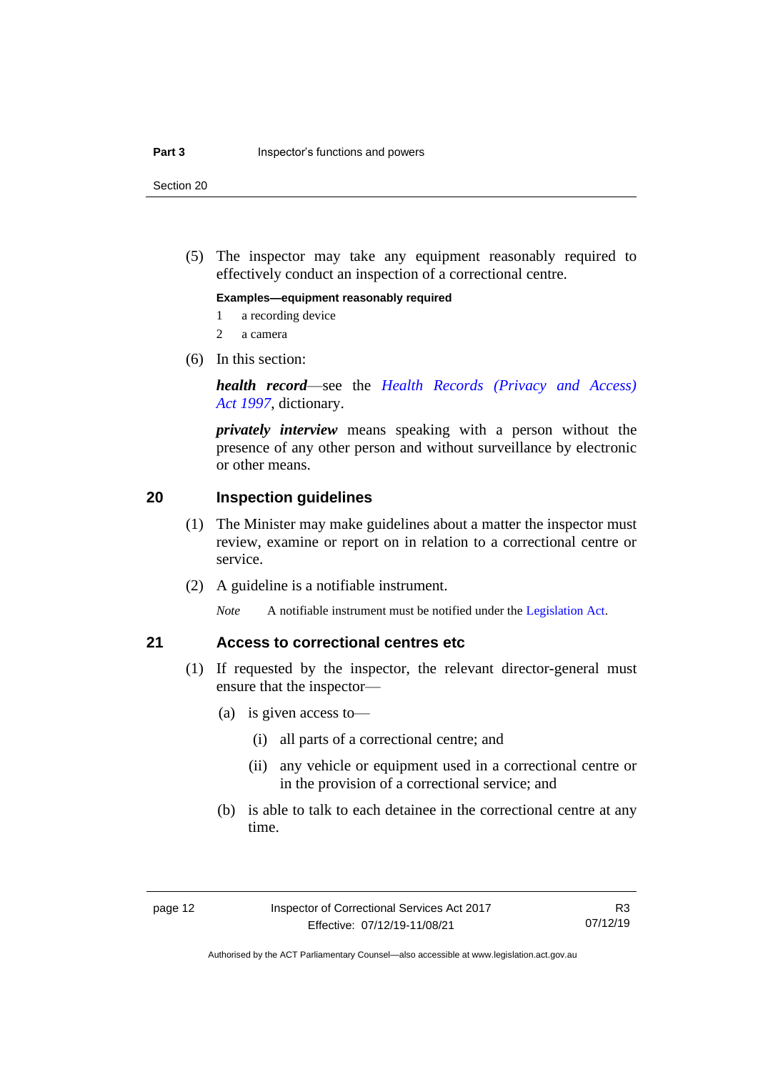(5) The inspector may take any equipment reasonably required to effectively conduct an inspection of a correctional centre.

**Examples—equipment reasonably required**

1 a recording device

2 a camera

(6) In this section:

***health record***—see the *Health Records (Privacy and Access) Act 1997*, dictionary.

***privately interview*** means speaking with a person without the presence of any other person and without surveillance by electronic or other means.

## 20 Inspection guidelines

(1) The Minister may make guidelines about a matter the inspector must review, examine or report on in relation to a correctional centre or service.

(2) A guideline is a notifiable instrument.

*Note* A notifiable instrument must be notified under the Legislation Act.

## 21 Access to correctional centres etc

(1) If requested by the inspector, the relevant director-general must ensure that the inspector—

(a) is given access to—

(i) all parts of a correctional centre; and

(ii) any vehicle or equipment used in a correctional centre or in the provision of a correctional service; and

(b) is able to talk to each detainee in the correctional centre at any time.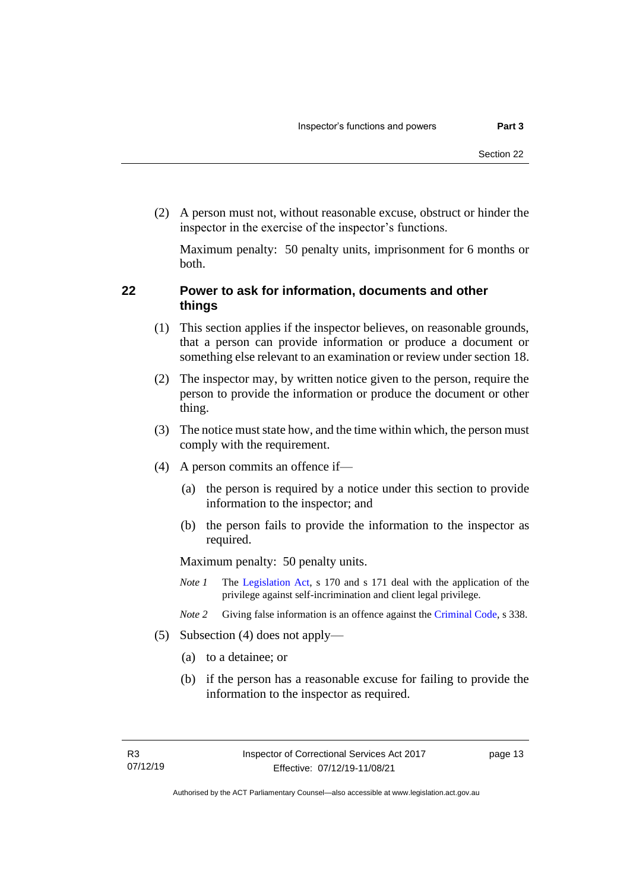(2) A person must not, without reasonable excuse, obstruct or hinder the inspector in the exercise of the inspector's functions.

Maximum penalty: 50 penalty units, imprisonment for 6 months or both.

## 22 Power to ask for information, documents and other things

(1) This section applies if the inspector believes, on reasonable grounds, that a person can provide information or produce a document or something else relevant to an examination or review under section 18.

(2) The inspector may, by written notice given to the person, require the person to provide the information or produce the document or other thing.

(3) The notice must state how, and the time within which, the person must comply with the requirement.

(4) A person commits an offence if—

(a) the person is required by a notice under this section to provide information to the inspector; and

(b) the person fails to provide the information to the inspector as required.

Maximum penalty: 50 penalty units.

*Note 1* The Legislation Act, s 170 and s 171 deal with the application of the privilege against self-incrimination and client legal privilege.

*Note 2* Giving false information is an offence against the Criminal Code, s 338.

(5) Subsection (4) does not apply—

(a) to a detainee; or

(b) if the person has a reasonable excuse for failing to provide the information to the inspector as required.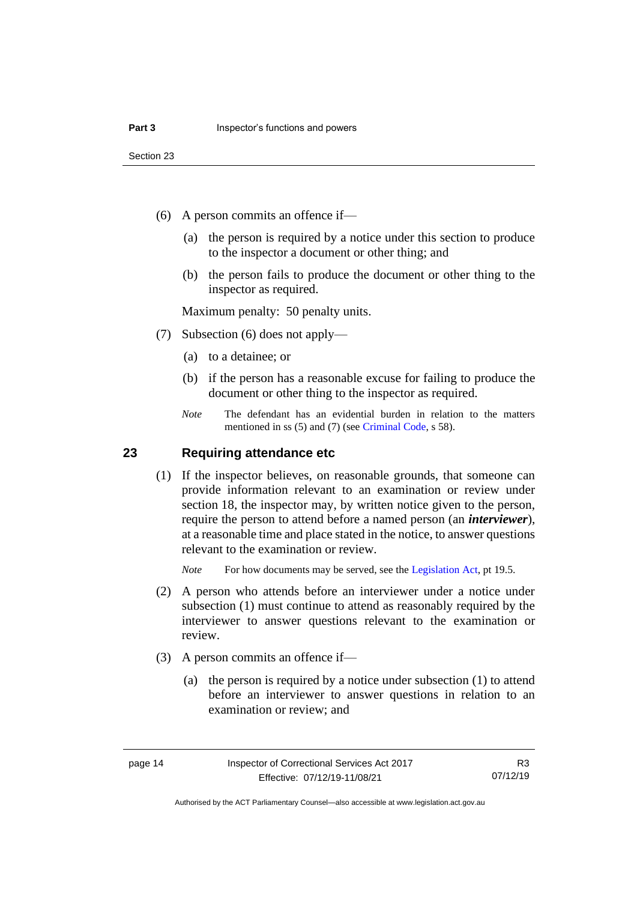(6) A person commits an offence if—

(a) the person is required by a notice under this section to produce to the inspector a document or other thing; and

(b) the person fails to produce the document or other thing to the inspector as required.

Maximum penalty: 50 penalty units.

(7) Subsection (6) does not apply—

(a) to a detainee; or

(b) if the person has a reasonable excuse for failing to produce the document or other thing to the inspector as required.

*Note* The defendant has an evidential burden in relation to the matters mentioned in ss (5) and (7) (see Criminal Code, s 58).

## 23 Requiring attendance etc

(1) If the inspector believes, on reasonable grounds, that someone can provide information relevant to an examination or review under section 18, the inspector may, by written notice given to the person, require the person to attend before a named person (an ***interviewer***), at a reasonable time and place stated in the notice, to answer questions relevant to the examination or review.

*Note* For how documents may be served, see the Legislation Act, pt 19.5.

(2) A person who attends before an interviewer under a notice under subsection (1) must continue to attend as reasonably required by the interviewer to answer questions relevant to the examination or review.

(3) A person commits an offence if—

(a) the person is required by a notice under subsection (1) to attend before an interviewer to answer questions in relation to an examination or review; and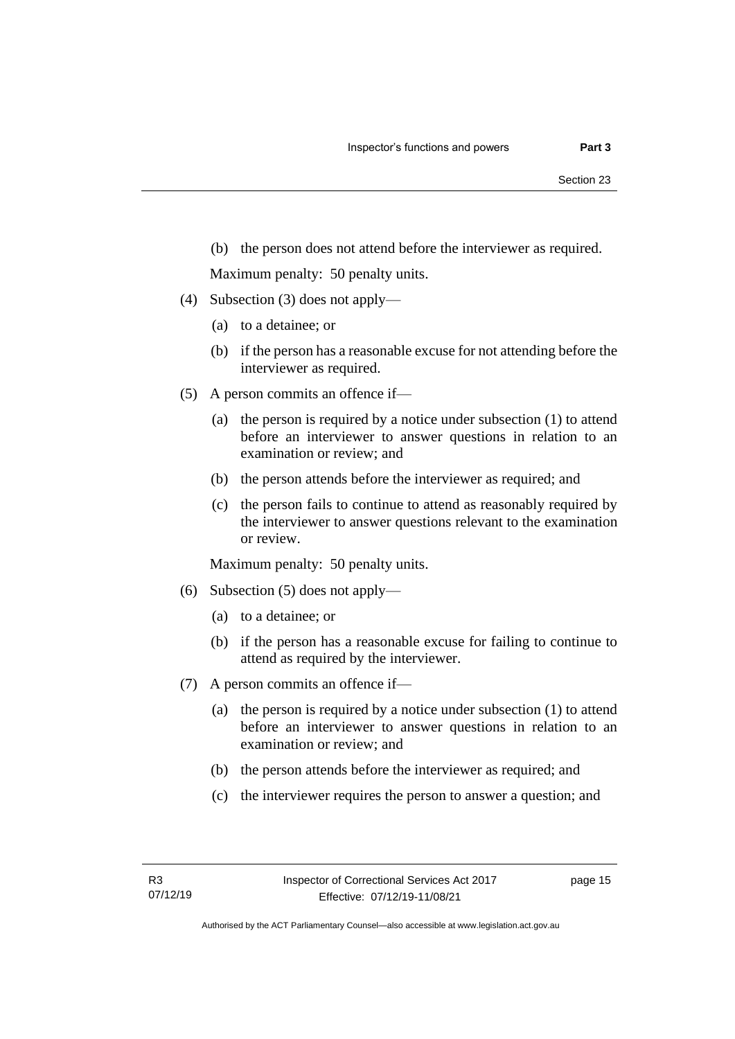(b) the person does not attend before the interviewer as required.

Maximum penalty: 50 penalty units.

(4) Subsection (3) does not apply—

(a) to a detainee; or

(b) if the person has a reasonable excuse for not attending before the interviewer as required.

(5) A person commits an offence if—

(a) the person is required by a notice under subsection (1) to attend before an interviewer to answer questions in relation to an examination or review; and

(b) the person attends before the interviewer as required; and

(c) the person fails to continue to attend as reasonably required by the interviewer to answer questions relevant to the examination or review.

Maximum penalty: 50 penalty units.

(6) Subsection (5) does not apply—

(a) to a detainee; or

(b) if the person has a reasonable excuse for failing to continue to attend as required by the interviewer.

(7) A person commits an offence if—

(a) the person is required by a notice under subsection (1) to attend before an interviewer to answer questions in relation to an examination or review; and

(b) the person attends before the interviewer as required; and

(c) the interviewer requires the person to answer a question; and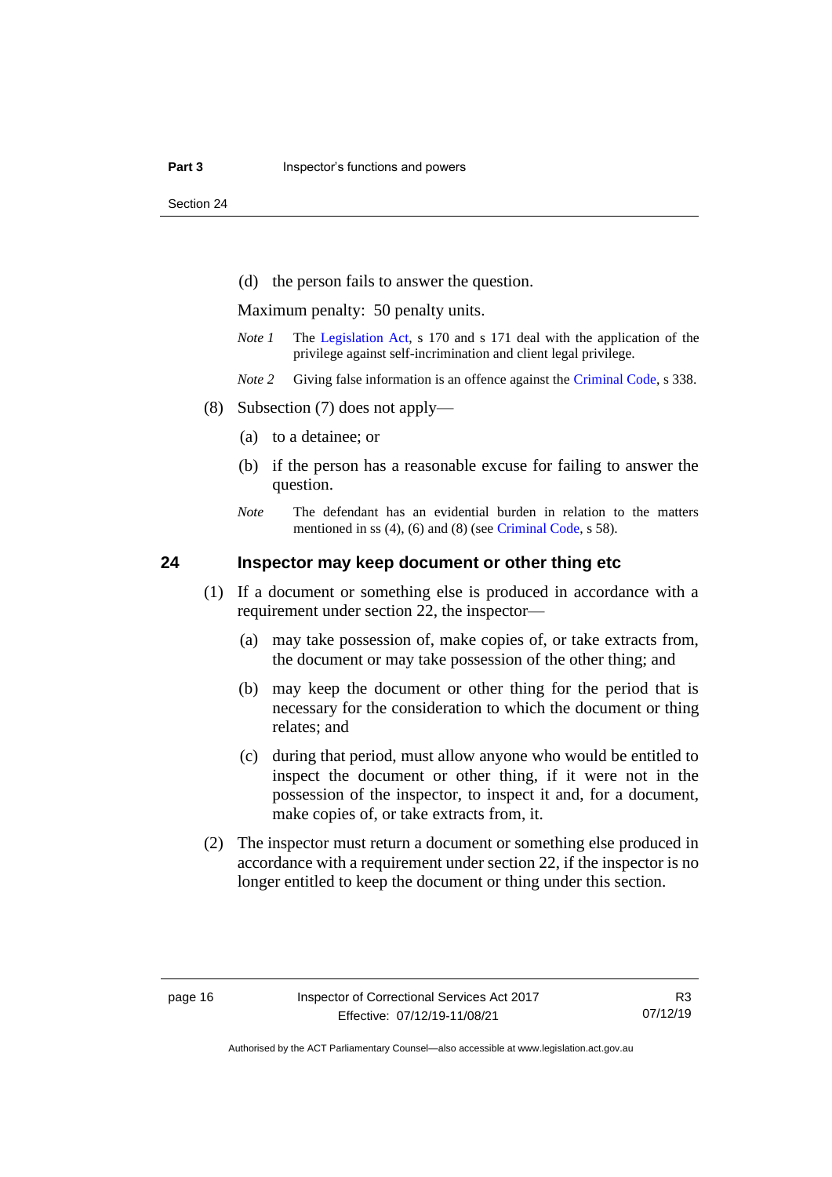(d) the person fails to answer the question.

Maximum penalty: 50 penalty units.

*Note 1* The Legislation Act, s 170 and s 171 deal with the application of the privilege against self-incrimination and client legal privilege.

*Note 2* Giving false information is an offence against the Criminal Code, s 338.

(8) Subsection (7) does not apply—

(a) to a detainee; or

(b) if the person has a reasonable excuse for failing to answer the question.

*Note* The defendant has an evidential burden in relation to the matters mentioned in ss (4), (6) and (8) (see Criminal Code, s 58).

## 24 Inspector may keep document or other thing etc

(1) If a document or something else is produced in accordance with a requirement under section 22, the inspector—

(a) may take possession of, make copies of, or take extracts from, the document or may take possession of the other thing; and

(b) may keep the document or other thing for the period that is necessary for the consideration to which the document or thing relates; and

(c) during that period, must allow anyone who would be entitled to inspect the document or other thing, if it were not in the possession of the inspector, to inspect it and, for a document, make copies of, or take extracts from, it.

(2) The inspector must return a document or something else produced in accordance with a requirement under section 22, if the inspector is no longer entitled to keep the document or thing under this section.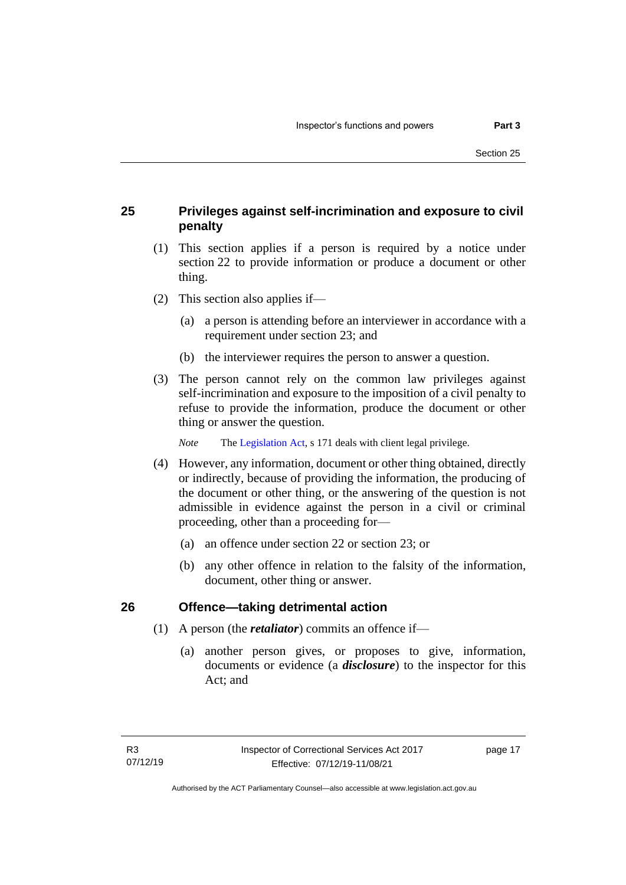## 25 Privileges against self-incrimination and exposure to civil penalty

(1) This section applies if a person is required by a notice under section 22 to provide information or produce a document or other thing.

(2) This section also applies if—

(a) a person is attending before an interviewer in accordance with a requirement under section 23; and

(b) the interviewer requires the person to answer a question.

(3) The person cannot rely on the common law privileges against self-incrimination and exposure to the imposition of a civil penalty to refuse to provide the information, produce the document or other thing or answer the question.

*Note* The Legislation Act, s 171 deals with client legal privilege.

(4) However, any information, document or other thing obtained, directly or indirectly, because of providing the information, the producing of the document or other thing, or the answering of the question is not admissible in evidence against the person in a civil or criminal proceeding, other than a proceeding for—

(a) an offence under section 22 or section 23; or

(b) any other offence in relation to the falsity of the information, document, other thing or answer.

## 26 Offence—taking detrimental action

(1) A person (the ***retaliator***) commits an offence if—

(a) another person gives, or proposes to give, information, documents or evidence (a ***disclosure***) to the inspector for this Act; and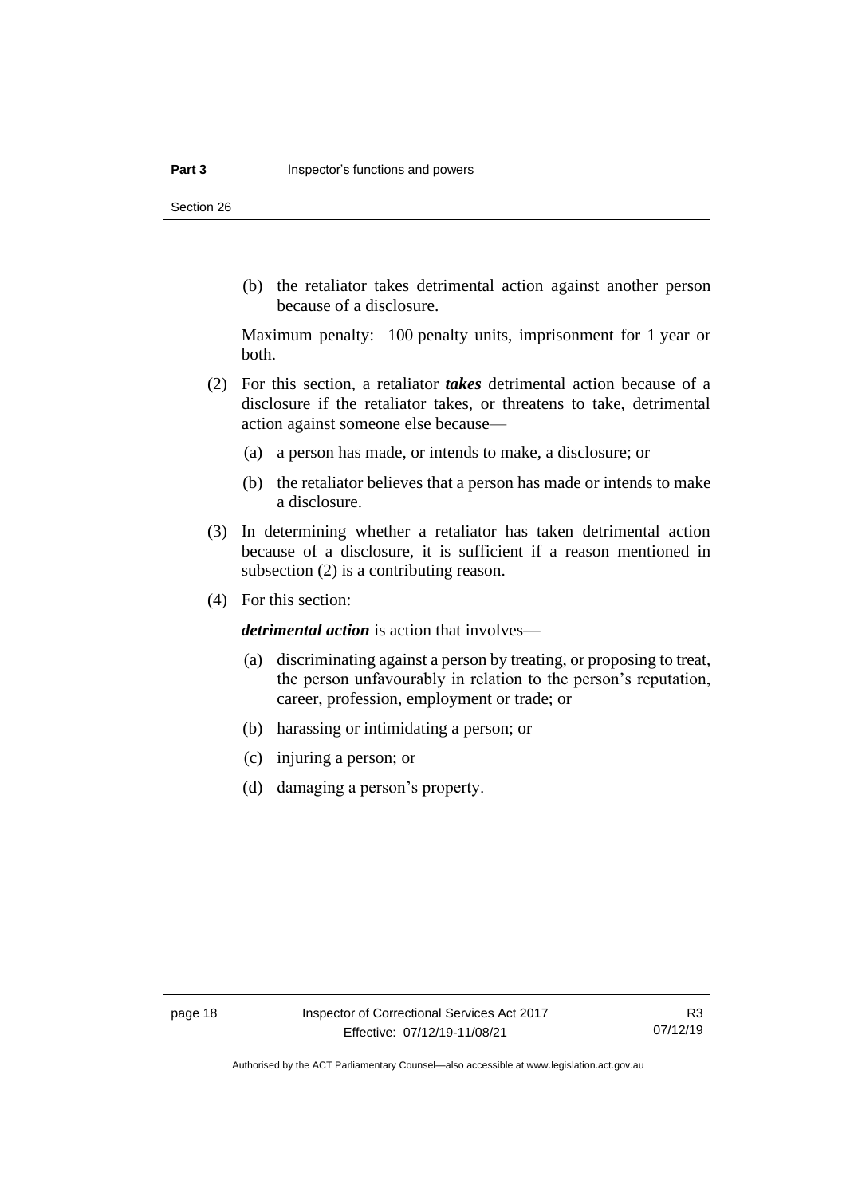(b) the retaliator takes detrimental action against another person because of a disclosure.

Maximum penalty: 100 penalty units, imprisonment for 1 year or both.

(2) For this section, a retaliator ***takes*** detrimental action because of a disclosure if the retaliator takes, or threatens to take, detrimental action against someone else because—

(a) a person has made, or intends to make, a disclosure; or

(b) the retaliator believes that a person has made or intends to make a disclosure.

(3) In determining whether a retaliator has taken detrimental action because of a disclosure, it is sufficient if a reason mentioned in subsection (2) is a contributing reason.

(4) For this section:

***detrimental action*** is action that involves—

(a) discriminating against a person by treating, or proposing to treat, the person unfavourably in relation to the person's reputation, career, profession, employment or trade; or

(b) harassing or intimidating a person; or

(c) injuring a person; or

(d) damaging a person's property.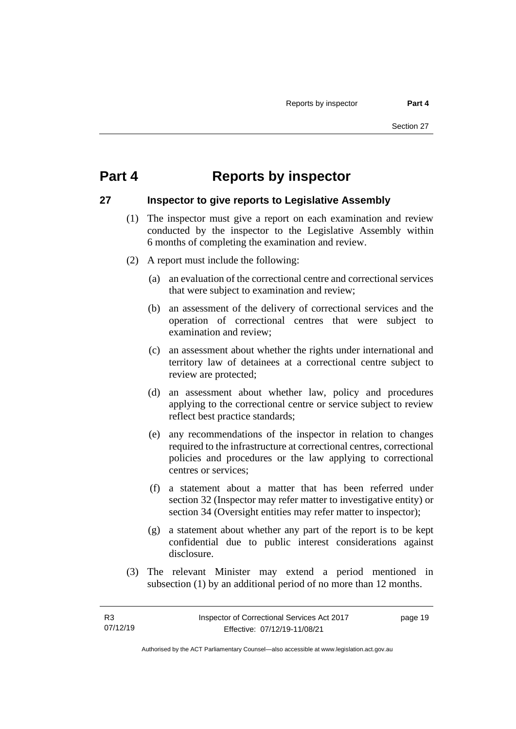# Part 4 Reports by inspector

## 27 Inspector to give reports to Legislative Assembly

(1) The inspector must give a report on each examination and review conducted by the inspector to the Legislative Assembly within 6 months of completing the examination and review.

(2) A report must include the following:

(a) an evaluation of the correctional centre and correctional services that were subject to examination and review;

(b) an assessment of the delivery of correctional services and the operation of correctional centres that were subject to examination and review;

(c) an assessment about whether the rights under international and territory law of detainees at a correctional centre subject to review are protected;

(d) an assessment about whether law, policy and procedures applying to the correctional centre or service subject to review reflect best practice standards;

(e) any recommendations of the inspector in relation to changes required to the infrastructure at correctional centres, correctional policies and procedures or the law applying to correctional centres or services;

(f) a statement about a matter that has been referred under section 32 (Inspector may refer matter to investigative entity) or section 34 (Oversight entities may refer matter to inspector);

(g) a statement about whether any part of the report is to be kept confidential due to public interest considerations against disclosure.

(3) The relevant Minister may extend a period mentioned in subsection (1) by an additional period of no more than 12 months.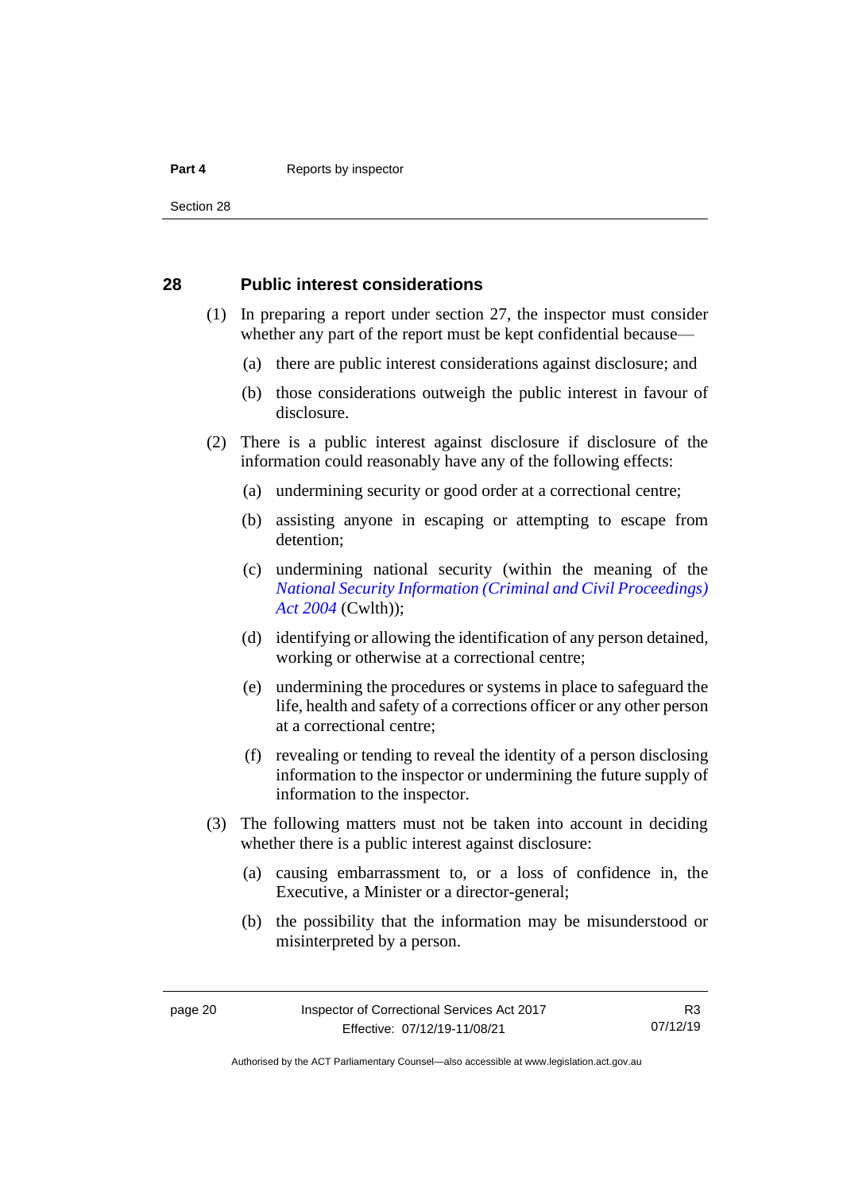## 28 Public interest considerations

(1) In preparing a report under section 27, the inspector must consider whether any part of the report must be kept confidential because—

(a) there are public interest considerations against disclosure; and

(b) those considerations outweigh the public interest in favour of disclosure.

(2) There is a public interest against disclosure if disclosure of the information could reasonably have any of the following effects:

(a) undermining security or good order at a correctional centre;

(b) assisting anyone in escaping or attempting to escape from detention;

(c) undermining national security (within the meaning of the *National Security Information (Criminal and Civil Proceedings) Act 2004* (Cwlth));

(d) identifying or allowing the identification of any person detained, working or otherwise at a correctional centre;

(e) undermining the procedures or systems in place to safeguard the life, health and safety of a corrections officer or any other person at a correctional centre;

(f) revealing or tending to reveal the identity of a person disclosing information to the inspector or undermining the future supply of information to the inspector.

(3) The following matters must not be taken into account in deciding whether there is a public interest against disclosure:

(a) causing embarrassment to, or a loss of confidence in, the Executive, a Minister or a director-general;

(b) the possibility that the information may be misunderstood or misinterpreted by a person.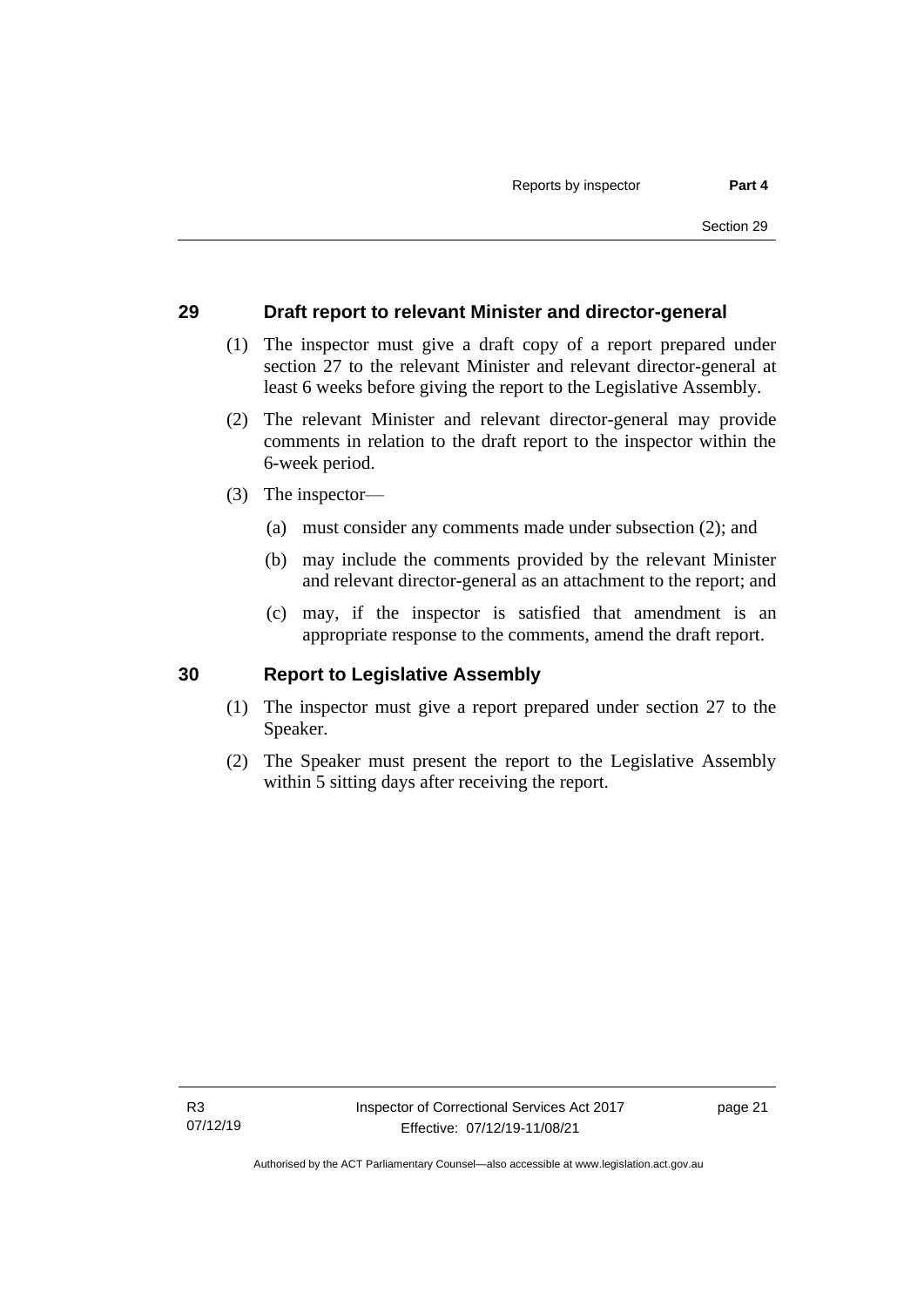## 29 Draft report to relevant Minister and director-general

(1) The inspector must give a draft copy of a report prepared under section 27 to the relevant Minister and relevant director-general at least 6 weeks before giving the report to the Legislative Assembly.

(2) The relevant Minister and relevant director-general may provide comments in relation to the draft report to the inspector within the 6-week period.

(3) The inspector—

(a) must consider any comments made under subsection (2); and

(b) may include the comments provided by the relevant Minister and relevant director-general as an attachment to the report; and

(c) may, if the inspector is satisfied that amendment is an appropriate response to the comments, amend the draft report.

## 30 Report to Legislative Assembly

(1) The inspector must give a report prepared under section 27 to the Speaker.

(2) The Speaker must present the report to the Legislative Assembly within 5 sitting days after receiving the report.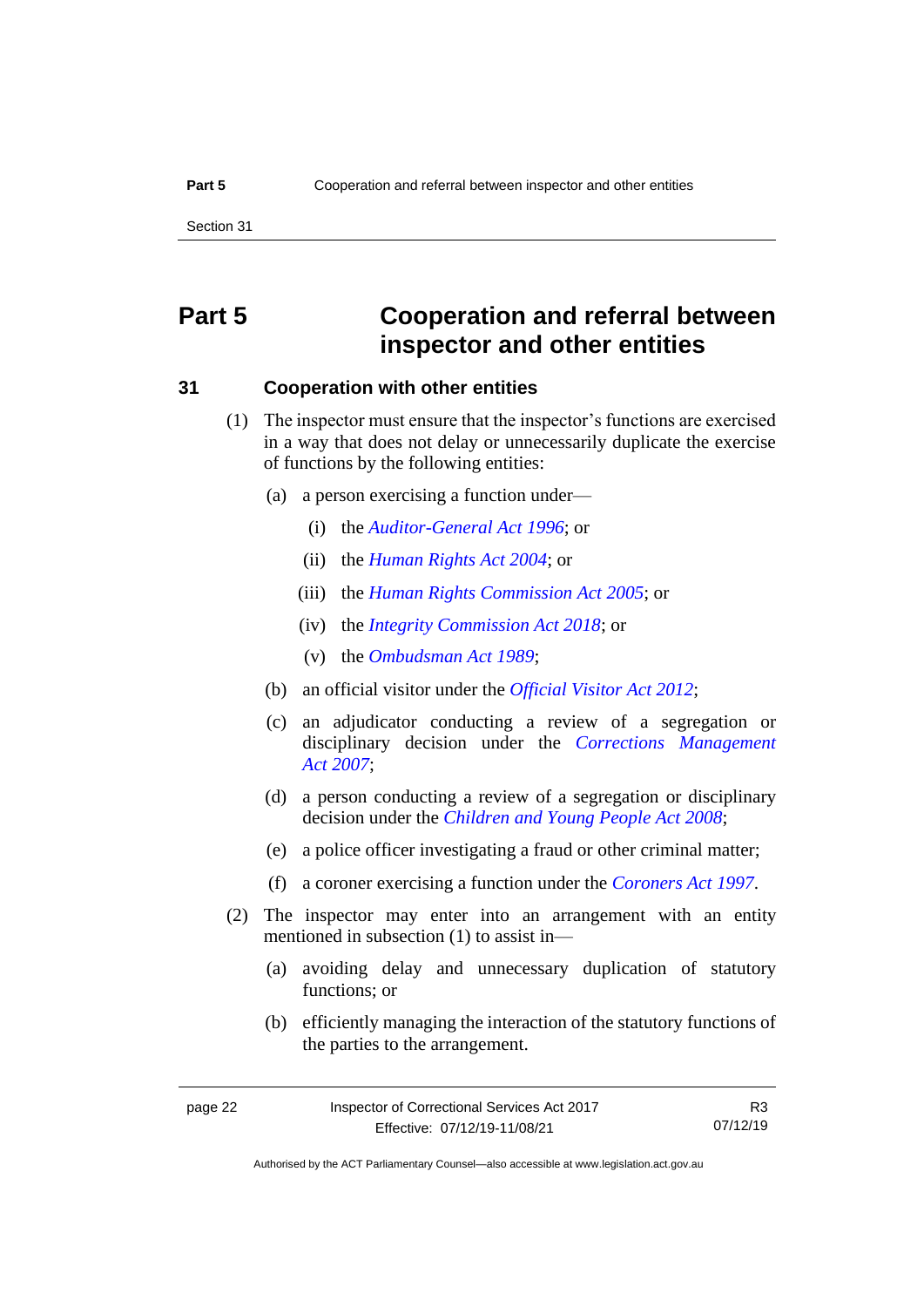# Part 5 Cooperation and referral between inspector and other entities

## 31 Cooperation with other entities

(1) The inspector must ensure that the inspector's functions are exercised in a way that does not delay or unnecessarily duplicate the exercise of functions by the following entities:

(a) a person exercising a function under—

(i) the *Auditor-General Act 1996*; or

(ii) the *Human Rights Act 2004*; or

(iii) the *Human Rights Commission Act 2005*; or

(iv) the *Integrity Commission Act 2018*; or

(v) the *Ombudsman Act 1989*;

(b) an official visitor under the *Official Visitor Act 2012*;

(c) an adjudicator conducting a review of a segregation or disciplinary decision under the *Corrections Management Act 2007*;

(d) a person conducting a review of a segregation or disciplinary decision under the *Children and Young People Act 2008*;

(e) a police officer investigating a fraud or other criminal matter;

(f) a coroner exercising a function under the *Coroners Act 1997*.

(2) The inspector may enter into an arrangement with an entity mentioned in subsection (1) to assist in—

(a) avoiding delay and unnecessary duplication of statutory functions; or

(b) efficiently managing the interaction of the statutory functions of the parties to the arrangement.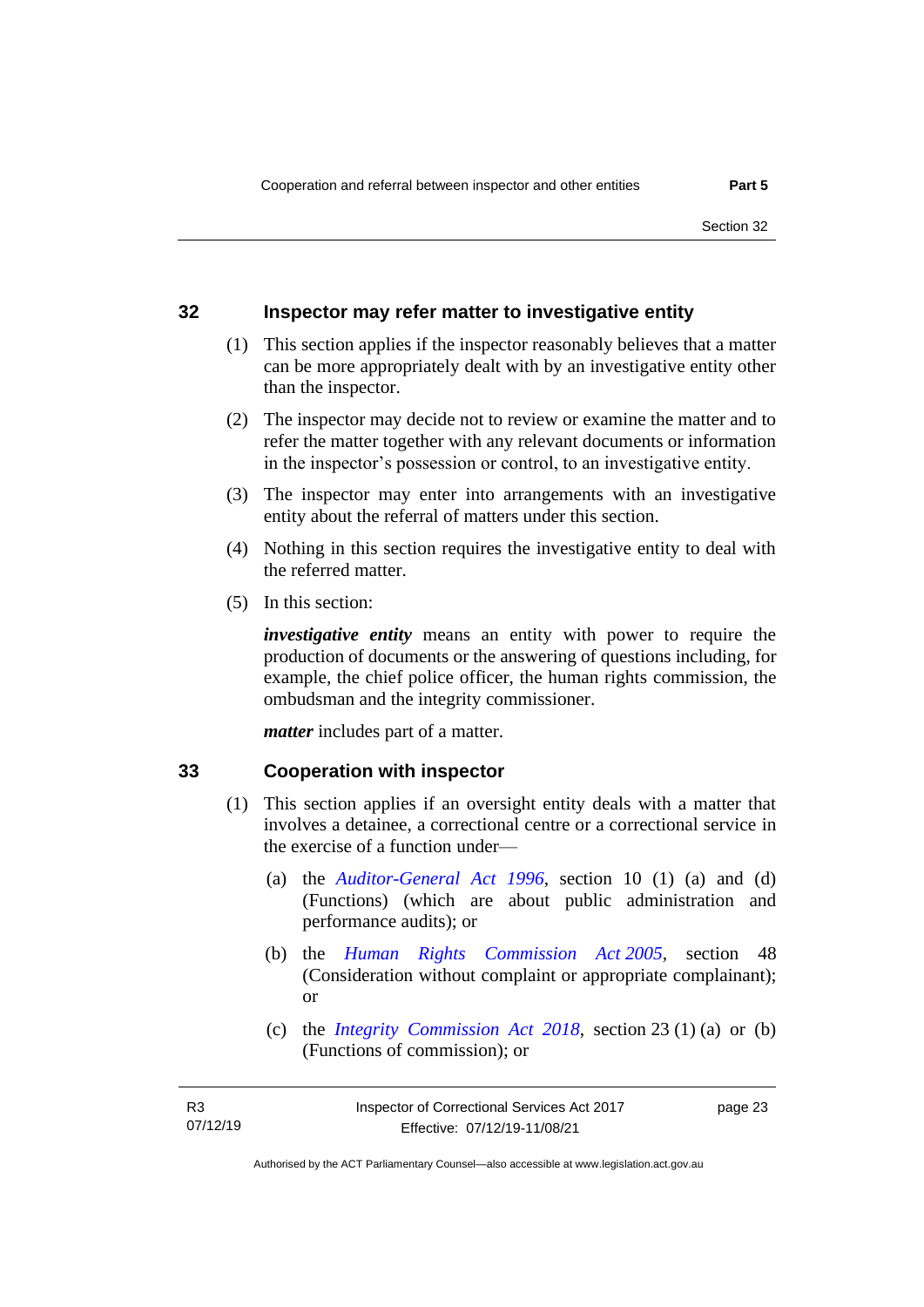## 32 Inspector may refer matter to investigative entity

(1) This section applies if the inspector reasonably believes that a matter can be more appropriately dealt with by an investigative entity other than the inspector.

(2) The inspector may decide not to review or examine the matter and to refer the matter together with any relevant documents or information in the inspector's possession or control, to an investigative entity.

(3) The inspector may enter into arrangements with an investigative entity about the referral of matters under this section.

(4) Nothing in this section requires the investigative entity to deal with the referred matter.

(5) In this section:

***investigative entity*** means an entity with power to require the production of documents or the answering of questions including, for example, the chief police officer, the human rights commission, the ombudsman and the integrity commissioner.

***matter*** includes part of a matter.

## 33 Cooperation with inspector

(1) This section applies if an oversight entity deals with a matter that involves a detainee, a correctional centre or a correctional service in the exercise of a function under—

(a) the *Auditor-General Act 1996*, section 10 (1) (a) and (d) (Functions) (which are about public administration and performance audits); or

(b) the *Human Rights Commission Act 2005*, section 48 (Consideration without complaint or appropriate complainant); or

(c) the *Integrity Commission Act 2018*, section 23 (1) (a) or (b) (Functions of commission); or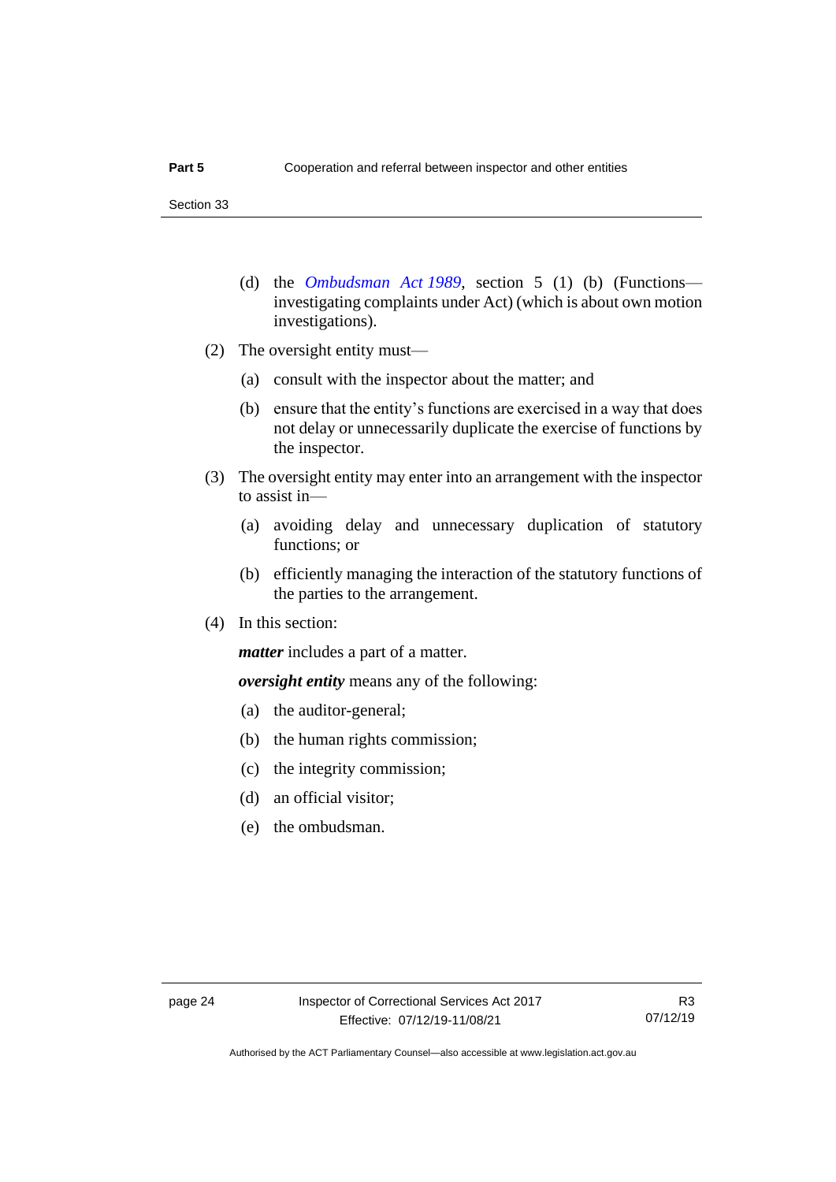(d) the *Ombudsman Act 1989*, section 5 (1) (b) (Functions—investigating complaints under Act) (which is about own motion investigations).

(2) The oversight entity must—

(a) consult with the inspector about the matter; and

(b) ensure that the entity's functions are exercised in a way that does not delay or unnecessarily duplicate the exercise of functions by the inspector.

(3) The oversight entity may enter into an arrangement with the inspector to assist in—

(a) avoiding delay and unnecessary duplication of statutory functions; or

(b) efficiently managing the interaction of the statutory functions of the parties to the arrangement.

(4) In this section:

***matter*** includes a part of a matter.

***oversight entity*** means any of the following:

(a) the auditor-general;

(b) the human rights commission;

(c) the integrity commission;

(d) an official visitor;

(e) the ombudsman.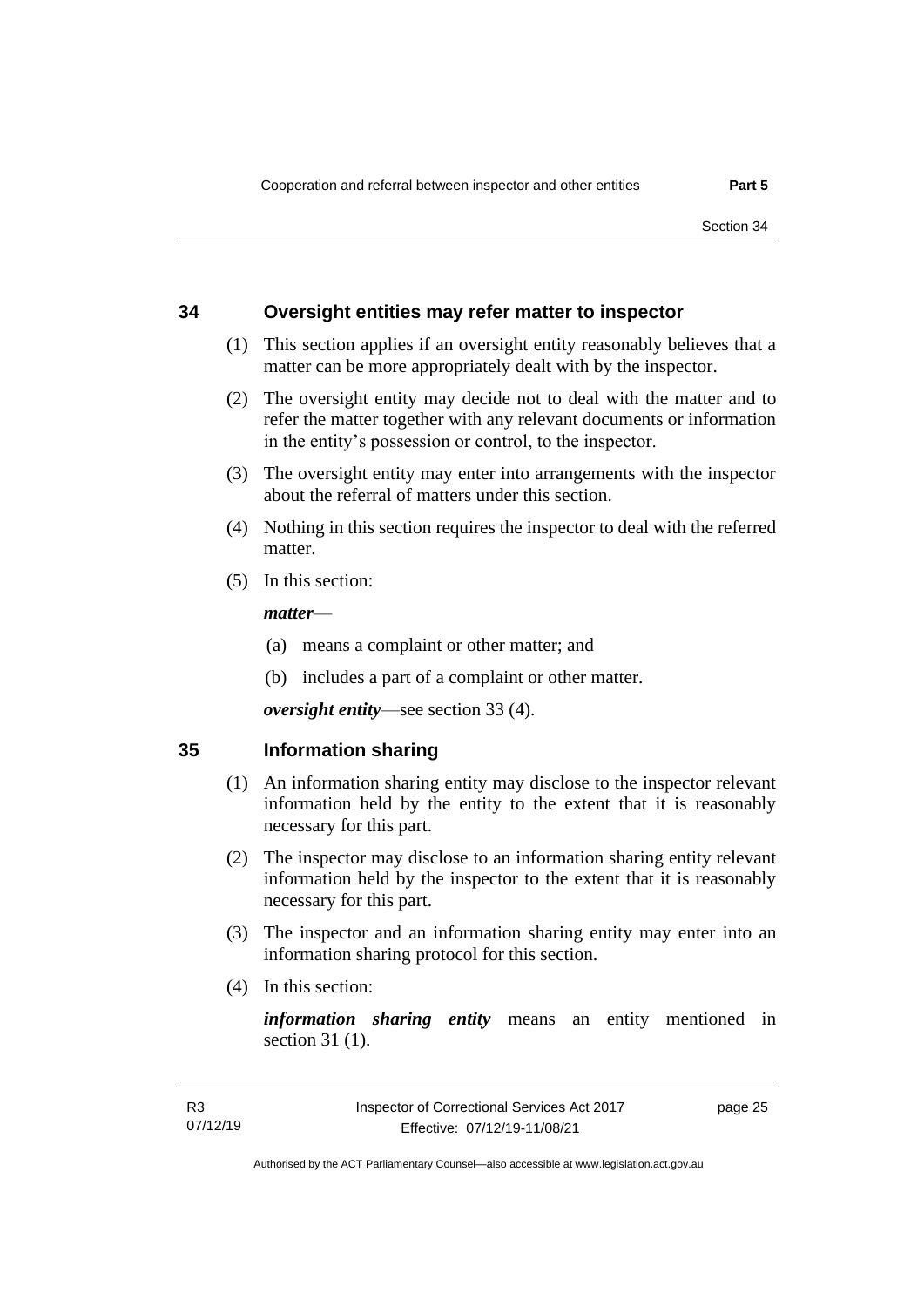## 34 Oversight entities may refer matter to inspector

(1) This section applies if an oversight entity reasonably believes that a matter can be more appropriately dealt with by the inspector.

(2) The oversight entity may decide not to deal with the matter and to refer the matter together with any relevant documents or information in the entity's possession or control, to the inspector.

(3) The oversight entity may enter into arrangements with the inspector about the referral of matters under this section.

(4) Nothing in this section requires the inspector to deal with the referred matter.

(5) In this section:

***matter***—

(a) means a complaint or other matter; and

(b) includes a part of a complaint or other matter.

***oversight entity***—see section 33 (4).

## 35 Information sharing

(1) An information sharing entity may disclose to the inspector relevant information held by the entity to the extent that it is reasonably necessary for this part.

(2) The inspector may disclose to an information sharing entity relevant information held by the inspector to the extent that it is reasonably necessary for this part.

(3) The inspector and an information sharing entity may enter into an information sharing protocol for this section.

(4) In this section:

***information sharing entity*** means an entity mentioned in section 31 (1).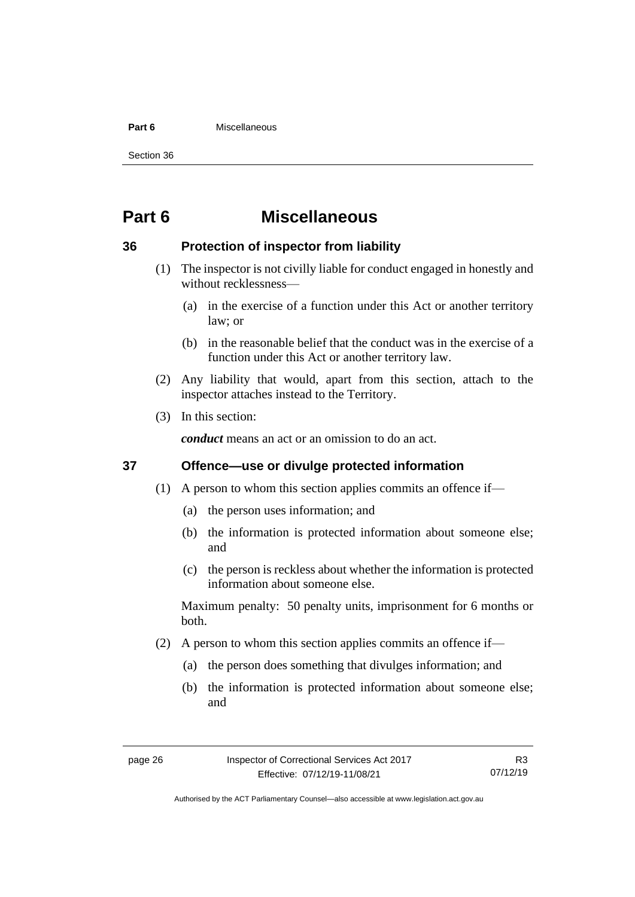# Part 6 Miscellaneous

## 36 Protection of inspector from liability

(1) The inspector is not civilly liable for conduct engaged in honestly and without recklessness—

(a) in the exercise of a function under this Act or another territory law; or

(b) in the reasonable belief that the conduct was in the exercise of a function under this Act or another territory law.

(2) Any liability that would, apart from this section, attach to the inspector attaches instead to the Territory.

(3) In this section:

***conduct*** means an act or an omission to do an act.

## 37 Offence—use or divulge protected information

(1) A person to whom this section applies commits an offence if—

(a) the person uses information; and

(b) the information is protected information about someone else; and

(c) the person is reckless about whether the information is protected information about someone else.

Maximum penalty: 50 penalty units, imprisonment for 6 months or both.

(2) A person to whom this section applies commits an offence if—

(a) the person does something that divulges information; and

(b) the information is protected information about someone else; and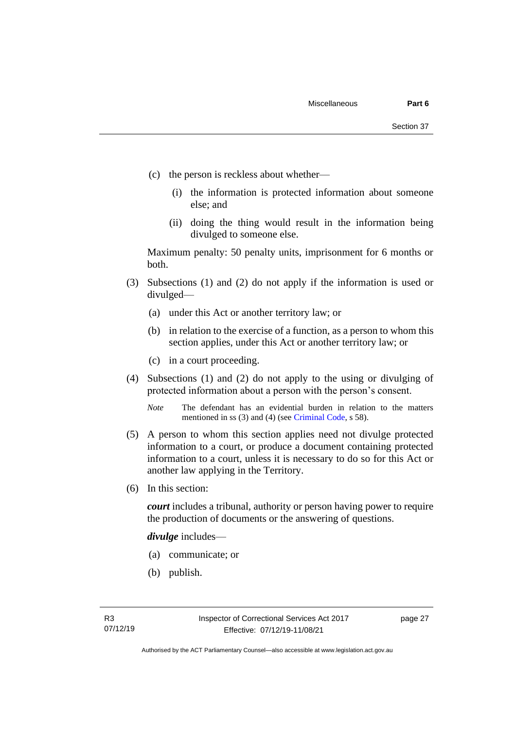(c) the person is reckless about whether—

    (i) the information is protected information about someone else; and

    (ii) doing the thing would result in the information being divulged to someone else.

Maximum penalty: 50 penalty units, imprisonment for 6 months or both.

(3) Subsections (1) and (2) do not apply if the information is used or divulged—

   (a) under this Act or another territory law; or

   (b) in relation to the exercise of a function, as a person to whom this section applies, under this Act or another territory law; or

   (c) in a court proceeding.

(4) Subsections (1) and (2) do not apply to the using or divulging of protected information about a person with the person's consent.

*Note* The defendant has an evidential burden in relation to the matters mentioned in ss (3) and (4) (see Criminal Code, s 58).

(5) A person to whom this section applies need not divulge protected information to a court, or produce a document containing protected information to a court, unless it is necessary to do so for this Act or another law applying in the Territory.

(6) In this section:

***court*** includes a tribunal, authority or person having power to require the production of documents or the answering of questions.

***divulge*** includes—

   (a) communicate; or

   (b) publish.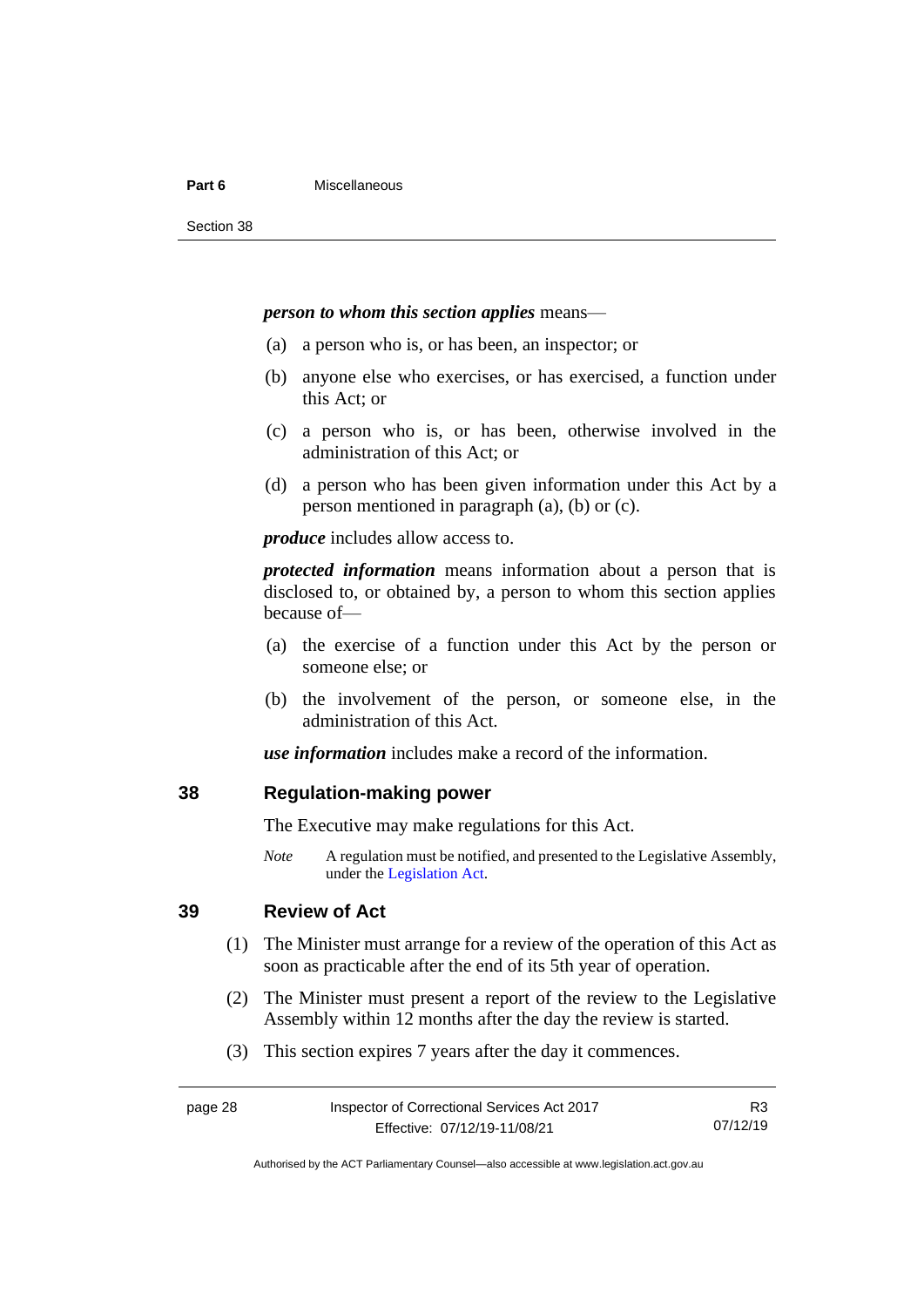***person to whom this section applies*** means—

(a) a person who is, or has been, an inspector; or

(b) anyone else who exercises, or has exercised, a function under this Act; or

(c) a person who is, or has been, otherwise involved in the administration of this Act; or

(d) a person who has been given information under this Act by a person mentioned in paragraph (a), (b) or (c).

***produce*** includes allow access to.

***protected information*** means information about a person that is disclosed to, or obtained by, a person to whom this section applies because of—

(a) the exercise of a function under this Act by the person or someone else; or

(b) the involvement of the person, or someone else, in the administration of this Act.

***use information*** includes make a record of the information.

## 38 Regulation-making power

The Executive may make regulations for this Act.

*Note* A regulation must be notified, and presented to the Legislative Assembly, under the Legislation Act.

## 39 Review of Act

(1) The Minister must arrange for a review of the operation of this Act as soon as practicable after the end of its 5th year of operation.

(2) The Minister must present a report of the review to the Legislative Assembly within 12 months after the day the review is started.

(3) This section expires 7 years after the day it commences.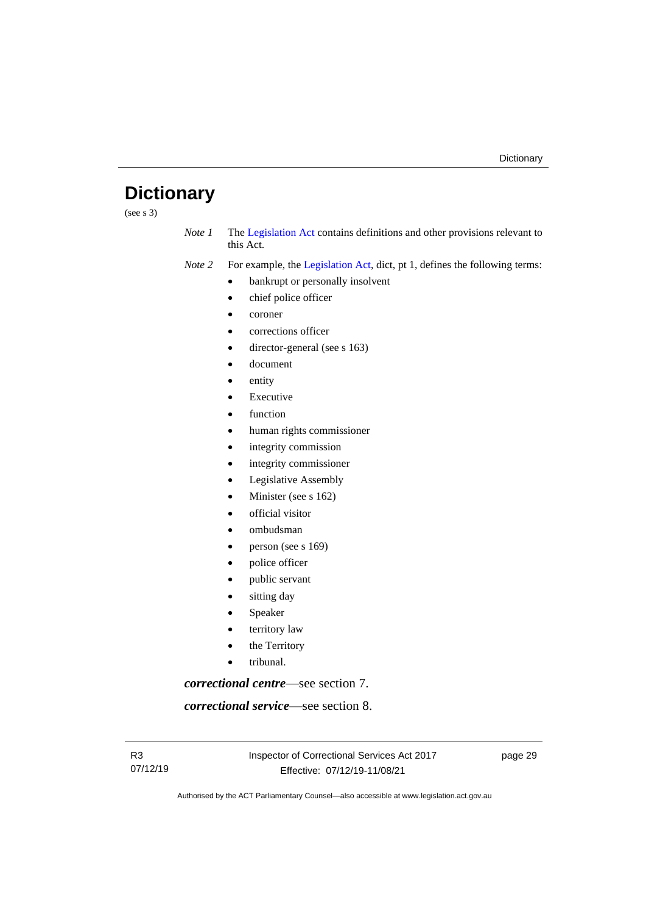# Dictionary

(see s 3)

*Note 1* The Legislation Act contains definitions and other provisions relevant to this Act.

*Note 2* For example, the Legislation Act, dict, pt 1, defines the following terms:

- bankrupt or personally insolvent
- chief police officer
- coroner
- corrections officer
- director-general (see s 163)
- document
- entity
- Executive
- function
- human rights commissioner
- integrity commission
- integrity commissioner
- Legislative Assembly
- Minister (see s 162)
- official visitor
- ombudsman
- person (see s 169)
- police officer
- public servant
- sitting day
- Speaker
- territory law
- the Territory
- tribunal.

***correctional centre***—see section 7.

***correctional service***—see section 8.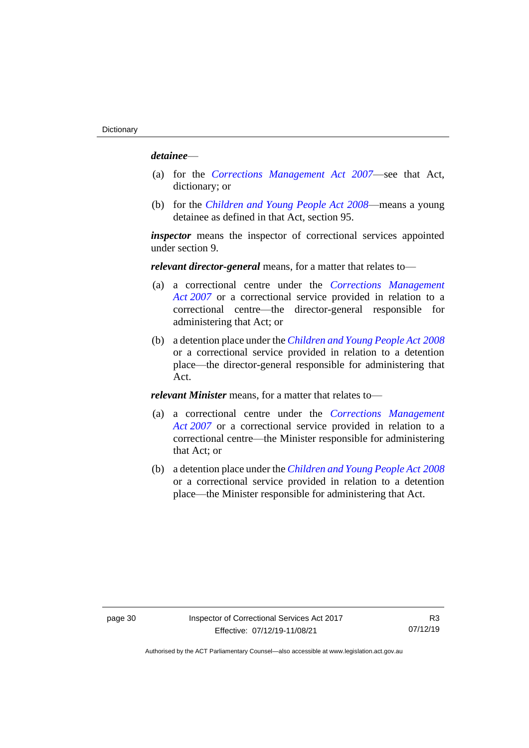***detainee***—

(a) for the *Corrections Management Act 2007*—see that Act, dictionary; or

(b) for the *Children and Young People Act 2008*—means a young detainee as defined in that Act, section 95.

***inspector*** means the inspector of correctional services appointed under section 9.

***relevant director-general*** means, for a matter that relates to—

(a) a correctional centre under the *Corrections Management Act 2007* or a correctional service provided in relation to a correctional centre—the director-general responsible for administering that Act; or

(b) a detention place under the *Children and Young People Act 2008* or a correctional service provided in relation to a detention place—the director-general responsible for administering that Act.

***relevant Minister*** means, for a matter that relates to—

(a) a correctional centre under the *Corrections Management Act 2007* or a correctional service provided in relation to a correctional centre—the Minister responsible for administering that Act; or

(b) a detention place under the *Children and Young People Act 2008* or a correctional service provided in relation to a detention place—the Minister responsible for administering that Act.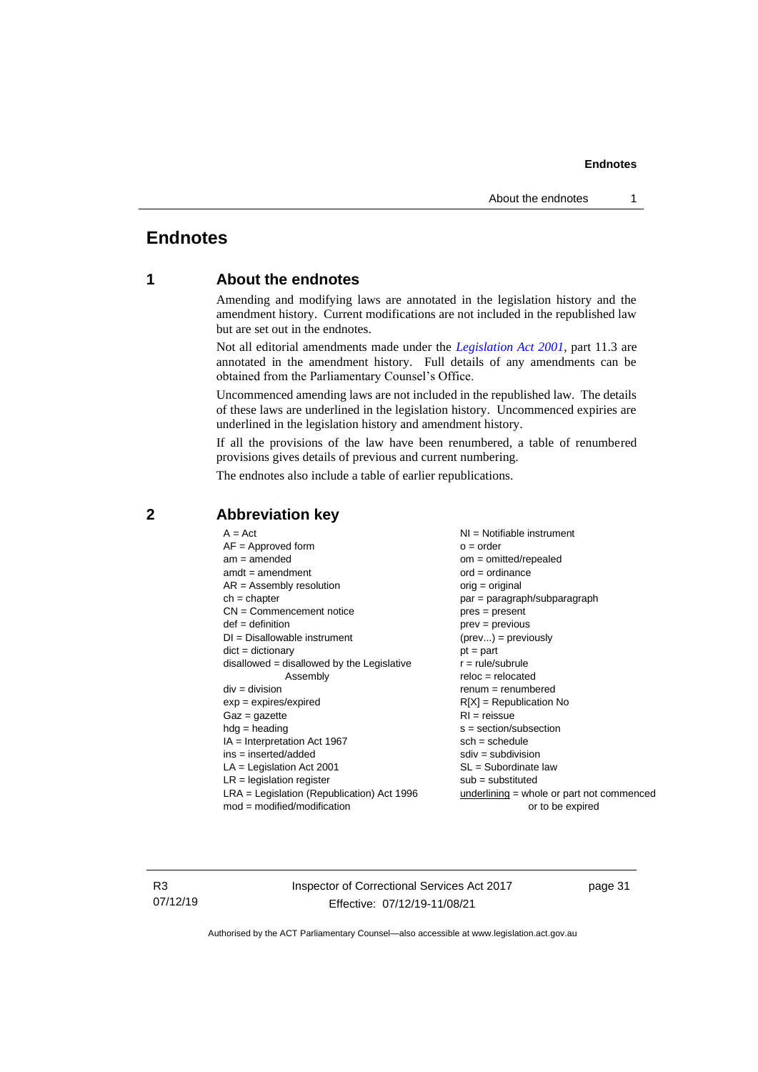# Endnotes

## 1 About the endnotes

Amending and modifying laws are annotated in the legislation history and the amendment history. Current modifications are not included in the republished law but are set out in the endnotes.

Not all editorial amendments made under the *Legislation Act 2001*, part 11.3 are annotated in the amendment history. Full details of any amendments can be obtained from the Parliamentary Counsel's Office.

Uncommenced amending laws are not included in the republished law. The details of these laws are underlined in the legislation history. Uncommenced expiries are underlined in the legislation history and amendment history.

If all the provisions of the law have been renumbered, a table of renumbered provisions gives details of previous and current numbering.

The endnotes also include a table of earlier republications.

## 2 Abbreviation key

A = Act
AF = Approved form
am = amended
amdt = amendment
AR = Assembly resolution
ch = chapter
CN = Commencement notice
def = definition
DI = Disallowable instrument
dict = dictionary
disallowed = disallowed by the Legislative Assembly
div = division
exp = expires/expired
Gaz = gazette
hdg = heading
IA = Interpretation Act 1967
ins = inserted/added
LA = Legislation Act 2001
LR = legislation register
LRA = Legislation (Republication) Act 1996
mod = modified/modification
NI = Notifiable instrument
o = order
om = omitted/repealed
ord = ordinance
orig = original
par = paragraph/subparagraph
pres = present
prev = previous
(prev...) = previously
pt = part
r = rule/subrule
reloc = relocated
renum = renumbered
R[X] = Republication No
RI = reissue
s = section/subsection
sch = schedule
sdiv = subdivision
SL = Subordinate law
sub = substituted
underlining = whole or part not commenced or to be expired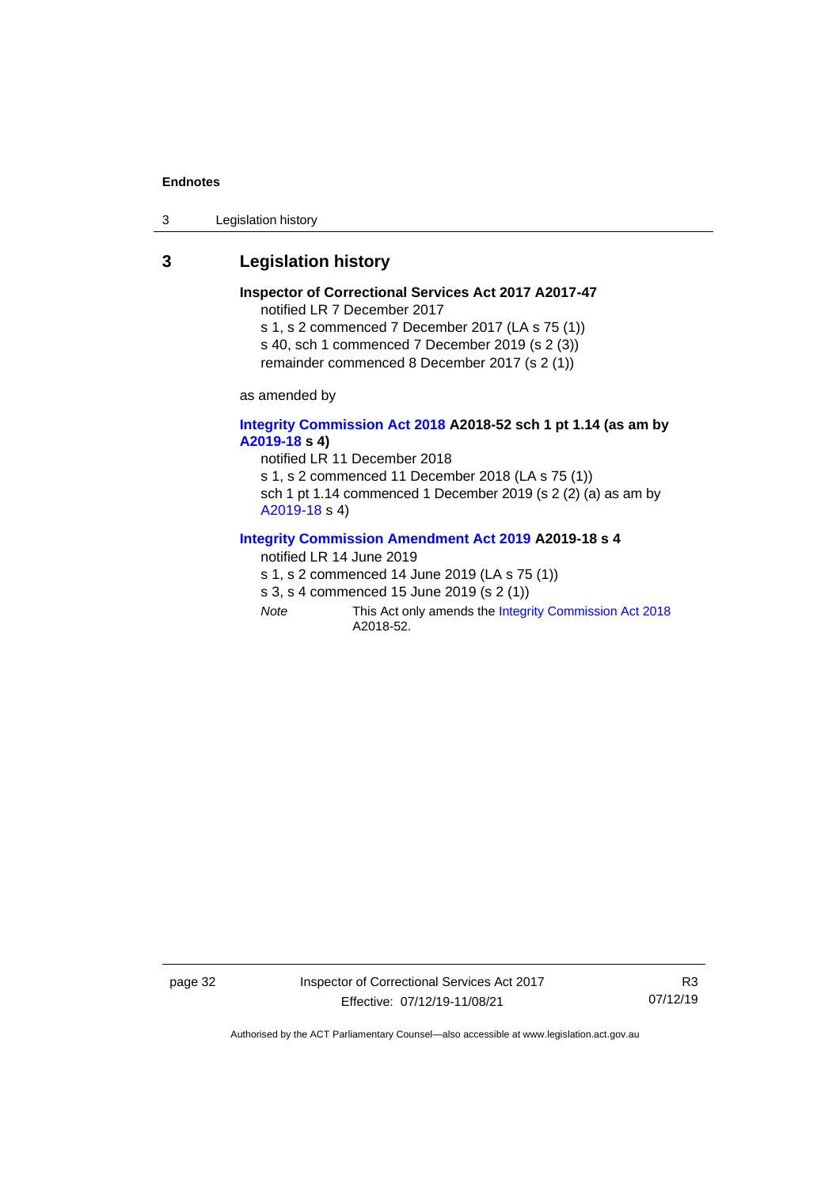## 3 Legislation history

**Inspector of Correctional Services Act 2017 A2017-47**

notified LR 7 December 2017

s 1, s 2 commenced 7 December 2017 (LA s 75 (1))

s 40, sch 1 commenced 7 December 2019 (s 2 (3))

remainder commenced 8 December 2017 (s 2 (1))

as amended by

**Integrity Commission Act 2018 A2018-52 sch 1 pt 1.14 (as am by A2019-18 s 4)**

notified LR 11 December 2018

s 1, s 2 commenced 11 December 2018 (LA s 75 (1))

sch 1 pt 1.14 commenced 1 December 2019 (s 2 (2) (a) as am by A2019-18 s 4)

**Integrity Commission Amendment Act 2019 A2019-18 s 4**

notified LR 14 June 2019

s 1, s 2 commenced 14 June 2019 (LA s 75 (1))

s 3, s 4 commenced 15 June 2019 (s 2 (1))

*Note* This Act only amends the Integrity Commission Act 2018 A2018-52.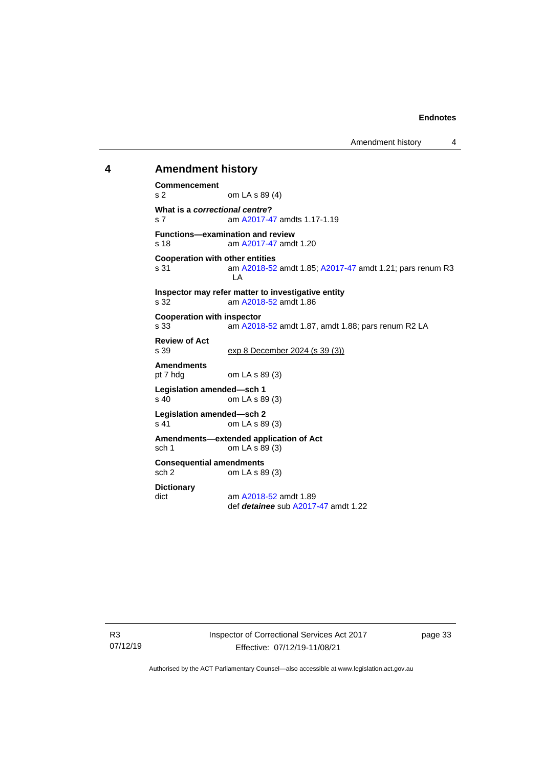## 4 Amendment history

**Commencement**
s 2 om LA s 89 (4)

**What is a *correctional centre*?**
s 7 am A2017-47 amdts 1.17-1.19

**Functions—examination and review**
s 18 am A2017-47 amdt 1.20

**Cooperation with other entities**
s 31 am A2018-52 amdt 1.85; A2017-47 amdt 1.21; pars renum R3 LA

**Inspector may refer matter to investigative entity**
s 32 am A2018-52 amdt 1.86

**Cooperation with inspector**
s 33 am A2018-52 amdt 1.87, amdt 1.88; pars renum R2 LA

**Review of Act**
s 39 exp 8 December 2024 (s 39 (3))

**Amendments**
pt 7 hdg om LA s 89 (3)

**Legislation amended—sch 1**
s 40 om LA s 89 (3)

**Legislation amended—sch 2**
s 41 om LA s 89 (3)

**Amendments—extended application of Act**
sch 1 om LA s 89 (3)

**Consequential amendments**
sch 2 om LA s 89 (3)

**Dictionary**
dict am A2018-52 amdt 1.89
def ***detainee*** sub A2017-47 amdt 1.22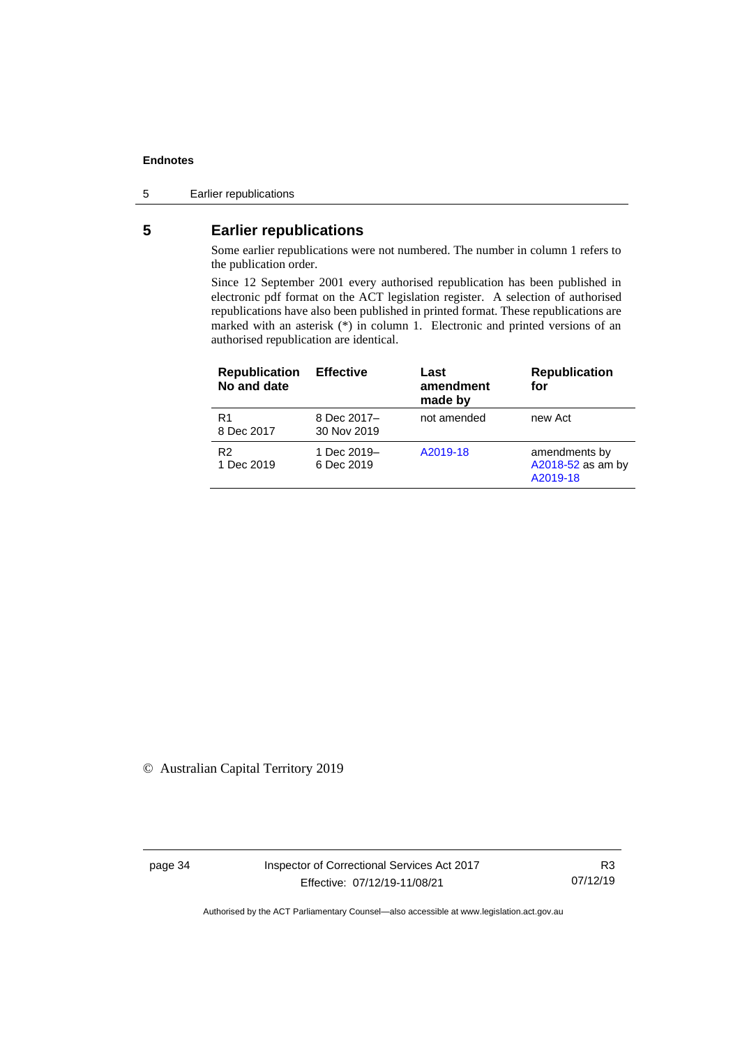## 5 Earlier republications

Some earlier republications were not numbered. The number in column 1 refers to the publication order.

Since 12 September 2001 every authorised republication has been published in electronic pdf format on the ACT legislation register. A selection of authorised republications have also been published in printed format. These republications are marked with an asterisk (*) in column 1. Electronic and printed versions of an authorised republication are identical.

| Republication No and date | Effective | Last amendment made by | Republication for |
|---|---|---|---|
| R1 8 Dec 2017 | 8 Dec 2017– 30 Nov 2019 | not amended | new Act |
| R2 1 Dec 2019 | 1 Dec 2019– 6 Dec 2019 | A2019-18 | amendments by A2018-52 as am by A2019-18 |

© Australian Capital Territory 2019